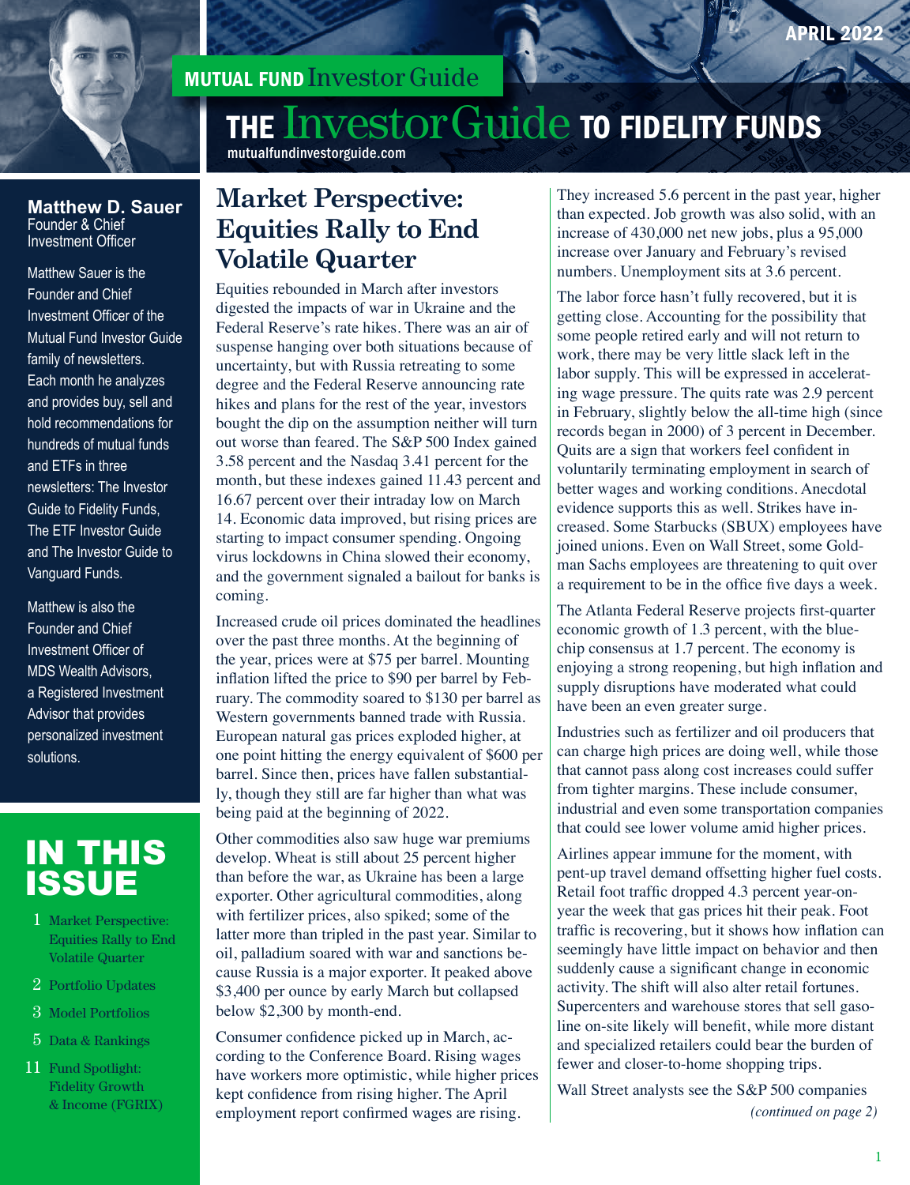APRIL 2022

**MUTUAL FUND** Investor Guide

# THE InvestorGuide TO FIDELITY FUNDS

mutualfundinvestorguide.com

**Matthew D. Sauer**
Founder & Chief Investment Officer

Matthew Sauer is the Founder and Chief Investment Officer of the Mutual Fund Investor Guide family of newsletters. Each month he analyzes and provides buy, sell and hold recommendations for hundreds of mutual funds and ETFs in three newsletters: The Investor Guide to Fidelity Funds, The ETF Investor Guide and The Investor Guide to Vanguard Funds.

Matthew is also the Founder and Chief Investment Officer of MDS Wealth Advisors, a Registered Investment Advisor that provides personalized investment solutions.

## IN THIS ISSUE

1 Market Perspective: Equities Rally to End Volatile Quarter
2 Portfolio Updates
3 Model Portfolios
5 Data & Rankings
11 Fund Spotlight: Fidelity Growth & Income (FGRIX)

## Market Perspective: Equities Rally to End Volatile Quarter

Equities rebounded in March after investors digested the impacts of war in Ukraine and the Federal Reserve's rate hikes. There was an air of suspense hanging over both situations because of uncertainty, but with Russia retreating to some degree and the Federal Reserve announcing rate hikes and plans for the rest of the year, investors bought the dip on the assumption neither will turn out worse than feared. The S&P 500 Index gained 3.58 percent and the Nasdaq 3.41 percent for the month, but these indexes gained 11.43 percent and 16.67 percent over their intraday low on March 14. Economic data improved, but rising prices are starting to impact consumer spending. Ongoing virus lockdowns in China slowed their economy, and the government signaled a bailout for banks is coming.

Increased crude oil prices dominated the headlines over the past three months. At the beginning of the year, prices were at $75 per barrel. Mounting inflation lifted the price to $90 per barrel by February. The commodity soared to $130 per barrel as Western governments banned trade with Russia. European natural gas prices exploded higher, at one point hitting the energy equivalent of $600 per barrel. Since then, prices have fallen substantially, though they still are far higher than what was being paid at the beginning of 2022.

Other commodities also saw huge war premiums develop. Wheat is still about 25 percent higher than before the war, as Ukraine has been a large exporter. Other agricultural commodities, along with fertilizer prices, also spiked; some of the latter more than tripled in the past year. Similar to oil, palladium soared with war and sanctions because Russia is a major exporter. It peaked above $3,400 per ounce by early March but collapsed below $2,300 by month-end.

Consumer confidence picked up in March, according to the Conference Board. Rising wages have workers more optimistic, while higher prices kept confidence from rising higher. The April employment report confirmed wages are rising. They increased 5.6 percent in the past year, higher than expected. Job growth was also solid, with an increase of 430,000 net new jobs, plus a 95,000 increase over January and February's revised numbers. Unemployment sits at 3.6 percent.

The labor force hasn't fully recovered, but it is getting close. Accounting for the possibility that some people retired early and will not return to work, there may be very little slack left in the labor supply. This will be expressed in accelerating wage pressure. The quits rate was 2.9 percent in February, slightly below the all-time high (since records began in 2000) of 3 percent in December. Quits are a sign that workers feel confident in voluntarily terminating employment in search of better wages and working conditions. Anecdotal evidence supports this as well. Strikes have increased. Some Starbucks (SBUX) employees have joined unions. Even on Wall Street, some Goldman Sachs employees are threatening to quit over a requirement to be in the office five days a week.

The Atlanta Federal Reserve projects first-quarter economic growth of 1.3 percent, with the blue-chip consensus at 1.7 percent. The economy is enjoying a strong reopening, but high inflation and supply disruptions have moderated what could have been an even greater surge.

Industries such as fertilizer and oil producers that can charge high prices are doing well, while those that cannot pass along cost increases could suffer from tighter margins. These include consumer, industrial and even some transportation companies that could see lower volume amid higher prices.

Airlines appear immune for the moment, with pent-up travel demand offsetting higher fuel costs. Retail foot traffic dropped 4.3 percent year-on-year the week that gas prices hit their peak. Foot traffic is recovering, but it shows how inflation can seemingly have little impact on behavior and then suddenly cause a significant change in economic activity. The shift will also alter retail fortunes. Supercenters and warehouse stores that sell gasoline on-site likely will benefit, while more distant and specialized retailers could bear the burden of fewer and closer-to-home shopping trips.

Wall Street analysts see the S&P 500 companies

*(continued on page 2)*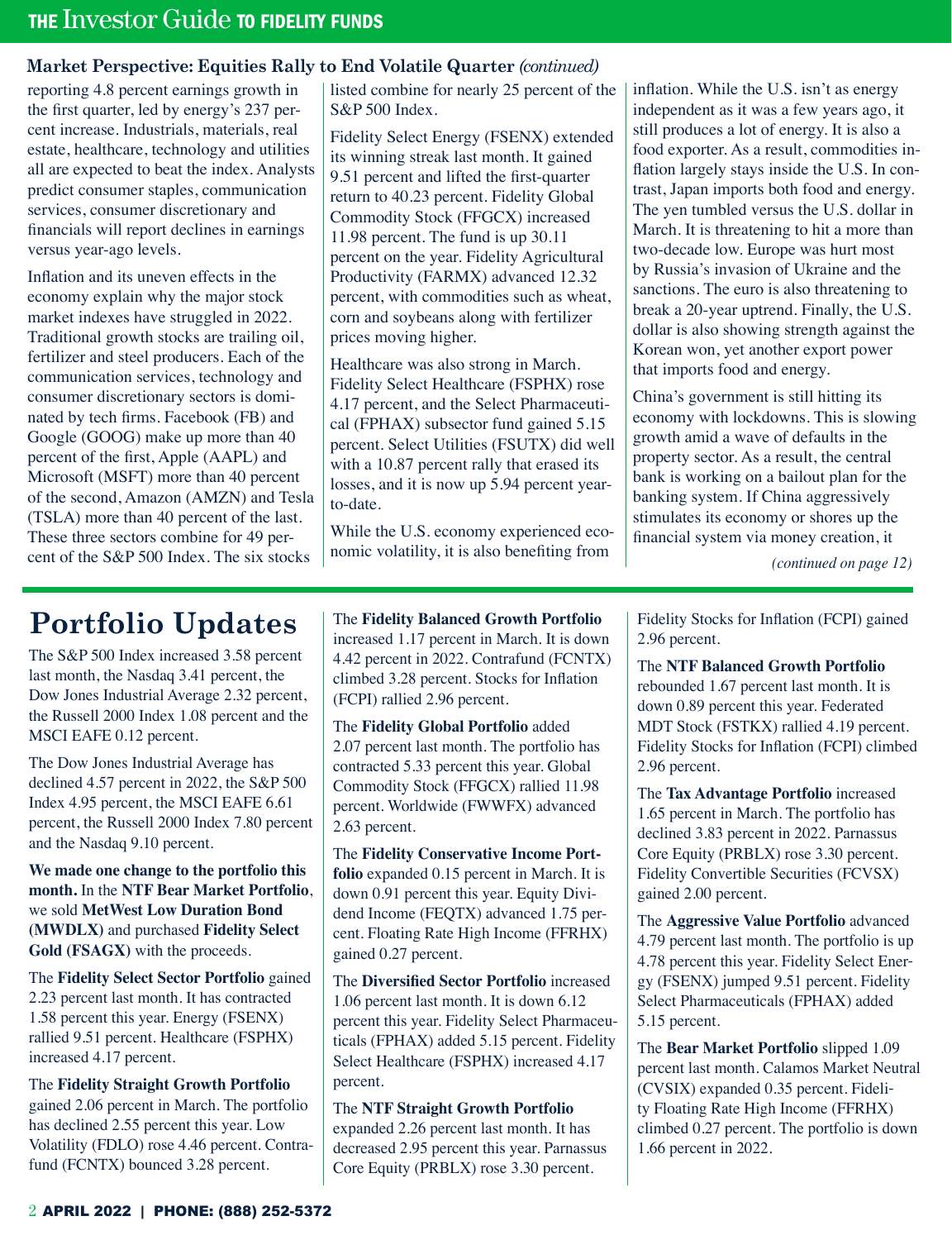### Market Perspective: Equities Rally to End Volatile Quarter *(continued)*

reporting 4.8 percent earnings growth in the first quarter, led by energy's 237 percent increase. Industrials, materials, real estate, healthcare, technology and utilities all are expected to beat the index. Analysts predict consumer staples, communication services, consumer discretionary and financials will report declines in earnings versus year-ago levels.

Inflation and its uneven effects in the economy explain why the major stock market indexes have struggled in 2022. Traditional growth stocks are trailing oil, fertilizer and steel producers. Each of the communication services, technology and consumer discretionary sectors is dominated by tech firms. Facebook (FB) and Google (GOOG) make up more than 40 percent of the first, Apple (AAPL) and Microsoft (MSFT) more than 40 percent of the second, Amazon (AMZN) and Tesla (TSLA) more than 40 percent of the last. These three sectors combine for 49 percent of the S&P 500 Index. The six stocks listed combine for nearly 25 percent of the S&P 500 Index.

Fidelity Select Energy (FSENX) extended its winning streak last month. It gained 9.51 percent and lifted the first-quarter return to 40.23 percent. Fidelity Global Commodity Stock (FFGCX) increased 11.98 percent. The fund is up 30.11 percent on the year. Fidelity Agricultural Productivity (FARMX) advanced 12.32 percent, with commodities such as wheat, corn and soybeans along with fertilizer prices moving higher.

Healthcare was also strong in March. Fidelity Select Healthcare (FSPHX) rose 4.17 percent, and the Select Pharmaceutical (FPHAX) subsector fund gained 5.15 percent. Select Utilities (FSUTX) did well with a 10.87 percent rally that erased its losses, and it is now up 5.94 percent year-to-date.

While the U.S. economy experienced economic volatility, it is also benefiting from inflation. While the U.S. isn't as energy independent as it was a few years ago, it still produces a lot of energy. It is also a food exporter. As a result, commodities inflation largely stays inside the U.S. In contrast, Japan imports both food and energy. The yen tumbled versus the U.S. dollar in March. It is threatening to hit a more than two-decade low. Europe was hurt most by Russia's invasion of Ukraine and the sanctions. The euro is also threatening to break a 20-year uptrend. Finally, the U.S. dollar is also showing strength against the Korean won, yet another export power that imports food and energy.

China's government is still hitting its economy with lockdowns. This is slowing growth amid a wave of defaults in the property sector. As a result, the central bank is working on a bailout plan for the banking system. If China aggressively stimulates its economy or shores up the financial system via money creation, it

*(continued on page 12)*

## Portfolio Updates

The S&P 500 Index increased 3.58 percent last month, the Nasdaq 3.41 percent, the Dow Jones Industrial Average 2.32 percent, the Russell 2000 Index 1.08 percent and the MSCI EAFE 0.12 percent.

The Dow Jones Industrial Average has declined 4.57 percent in 2022, the S&P 500 Index 4.95 percent, the MSCI EAFE 6.61 percent, the Russell 2000 Index 7.80 percent and the Nasdaq 9.10 percent.

**We made one change to the portfolio this month.** In the **NTF Bear Market Portfolio**, we sold **MetWest Low Duration Bond (MWDLX)** and purchased **Fidelity Select Gold (FSAGX)** with the proceeds.

The **Fidelity Select Sector Portfolio** gained 2.23 percent last month. It has contracted 1.58 percent this year. Energy (FSENX) rallied 9.51 percent. Healthcare (FSPHX) increased 4.17 percent.

The **Fidelity Straight Growth Portfolio** gained 2.06 percent in March. The portfolio has declined 2.55 percent this year. Low Volatility (FDLO) rose 4.46 percent. Contrafund (FCNTX) bounced 3.28 percent.

The **Fidelity Balanced Growth Portfolio** increased 1.17 percent in March. It is down 4.42 percent in 2022. Contrafund (FCNTX) climbed 3.28 percent. Stocks for Inflation (FCPI) rallied 2.96 percent.

The **Fidelity Global Portfolio** added 2.07 percent last month. The portfolio has contracted 5.33 percent this year. Global Commodity Stock (FFGCX) rallied 11.98 percent. Worldwide (FWWFX) advanced 2.63 percent.

The **Fidelity Conservative Income Portfolio** expanded 0.15 percent in March. It is down 0.91 percent this year. Equity Dividend Income (FEQTX) advanced 1.75 percent. Floating Rate High Income (FFRHX) gained 0.27 percent.

The **Diversified Sector Portfolio** increased 1.06 percent last month. It is down 6.12 percent this year. Fidelity Select Pharmaceuticals (FPHAX) added 5.15 percent. Fidelity Select Healthcare (FSPHX) increased 4.17 percent.

The **NTF Straight Growth Portfolio** expanded 2.26 percent last month. It has decreased 2.95 percent this year. Parnassus Core Equity (PRBLX) rose 3.30 percent. Fidelity Stocks for Inflation (FCPI) gained 2.96 percent.

The **NTF Balanced Growth Portfolio** rebounded 1.67 percent last month. It is down 0.89 percent this year. Federated MDT Stock (FSTKX) rallied 4.19 percent. Fidelity Stocks for Inflation (FCPI) climbed 2.96 percent.

The **Tax Advantage Portfolio** increased 1.65 percent in March. The portfolio has declined 3.83 percent in 2022. Parnassus Core Equity (PRBLX) rose 3.30 percent. Fidelity Convertible Securities (FCVSX) gained 2.00 percent.

The **Aggressive Value Portfolio** advanced 4.79 percent last month. The portfolio is up 4.78 percent this year. Fidelity Select Energy (FSENX) jumped 9.51 percent. Fidelity Select Pharmaceuticals (FPHAX) added 5.15 percent.

The **Bear Market Portfolio** slipped 1.09 percent last month. Calamos Market Neutral (CVSIX) expanded 0.35 percent. Fidelity Floating Rate High Income (FFRHX) climbed 0.27 percent. The portfolio is down 1.66 percent in 2022.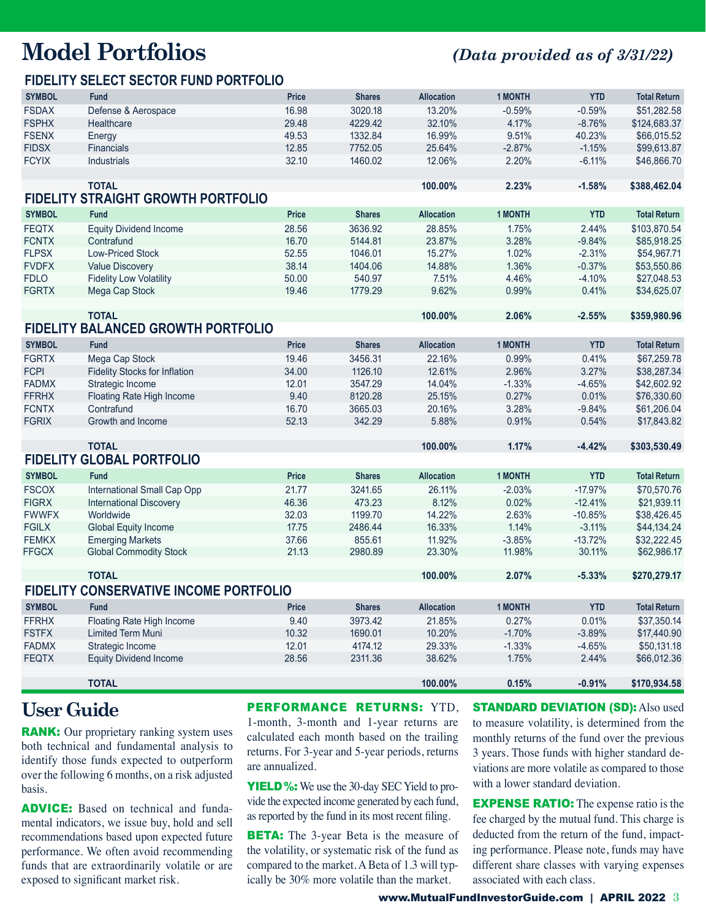# Model Portfolios

*(Data provided as of 3/31/22)*

## FIDELITY SELECT SECTOR FUND PORTFOLIO

| SYMBOL | Fund | Price | Shares | Allocation | 1 MONTH | YTD | Total Return |
|---|---|---|---|---|---|---|---|
| FSDAX | Defense & Aerospace | 16.98 | 3020.18 | 13.20% | -0.59% | -0.59% | $51,282.58 |
| FSPHX | Healthcare | 29.48 | 4229.42 | 32.10% | 4.17% | -8.76% | $124,683.37 |
| FSENX | Energy | 49.53 | 1332.84 | 16.99% | 9.51% | 40.23% | $66,015.52 |
| FIDSX | Financials | 12.85 | 7752.05 | 25.64% | -2.87% | -1.15% | $99,613.87 |
| FCYIX | Industrials | 32.10 | 1460.02 | 12.06% | 2.20% | -6.11% | $46,866.70 |
| | **TOTAL** | | | **100.00%** | **2.23%** | **-1.58%** | **$388,462.04** |

## FIDELITY STRAIGHT GROWTH PORTFOLIO

| SYMBOL | Fund | Price | Shares | Allocation | 1 MONTH | YTD | Total Return |
|---|---|---|---|---|---|---|---|
| FEQTX | Equity Dividend Income | 28.56 | 3636.92 | 28.85% | 1.75% | 2.44% | $103,870.54 |
| FCNTX | Contrafund | 16.70 | 5144.81 | 23.87% | 3.28% | -9.84% | $85,918.25 |
| FLPSX | Low-Priced Stock | 52.55 | 1046.01 | 15.27% | 1.02% | -2.31% | $54,967.71 |
| FVDFX | Value Discovery | 38.14 | 1404.06 | 14.88% | 1.36% | -0.37% | $53,550.86 |
| FDLO | Fidelity Low Volatility | 50.00 | 540.97 | 7.51% | 4.46% | -4.10% | $27,048.53 |
| FGRTX | Mega Cap Stock | 19.46 | 1779.29 | 9.62% | 0.99% | 0.41% | $34,625.07 |
| | **TOTAL** | | | **100.00%** | **2.06%** | **-2.55%** | **$359,980.96** |

## FIDELITY BALANCED GROWTH PORTFOLIO

| SYMBOL | Fund | Price | Shares | Allocation | 1 MONTH | YTD | Total Return |
|---|---|---|---|---|---|---|---|
| FGRTX | Mega Cap Stock | 19.46 | 3456.31 | 22.16% | 0.99% | 0.41% | $67,259.78 |
| FCPI | Fidelity Stocks for Inflation | 34.00 | 1126.10 | 12.61% | 2.96% | 3.27% | $38,287.34 |
| FADMX | Strategic Income | 12.01 | 3547.29 | 14.04% | -1.33% | -4.65% | $42,602.92 |
| FFRHX | Floating Rate High Income | 9.40 | 8120.28 | 25.15% | 0.27% | 0.01% | $76,330.60 |
| FCNTX | Contrafund | 16.70 | 3665.03 | 20.16% | 3.28% | -9.84% | $61,206.04 |
| FGRIX | Growth and Income | 52.13 | 342.29 | 5.88% | 0.91% | 0.54% | $17,843.82 |
| | **TOTAL** | | | **100.00%** | **1.17%** | **-4.42%** | **$303,530.49** |

## FIDELITY GLOBAL PORTFOLIO

| SYMBOL | Fund | Price | Shares | Allocation | 1 MONTH | YTD | Total Return |
|---|---|---|---|---|---|---|---|
| FSCOX | International Small Cap Opp | 21.77 | 3241.65 | 26.11% | -2.03% | -17.97% | $70,570.76 |
| FIGRX | International Discovery | 46.36 | 473.23 | 8.12% | 0.02% | -12.41% | $21,939.11 |
| FWWFX | Worldwide | 32.03 | 1199.70 | 14.22% | 2.63% | -10.85% | $38,426.45 |
| FGILX | Global Equity Income | 17.75 | 2486.44 | 16.33% | 1.14% | -3.11% | $44,134.24 |
| FEMKX | Emerging Markets | 37.66 | 855.61 | 11.92% | -3.85% | -13.72% | $32,222.45 |
| FFGCX | Global Commodity Stock | 21.13 | 2980.89 | 23.30% | 11.98% | 30.11% | $62,986.17 |
| | **TOTAL** | | | **100.00%** | **2.07%** | **-5.33%** | **$270,279.17** |

## FIDELITY CONSERVATIVE INCOME PORTFOLIO

| SYMBOL | Fund | Price | Shares | Allocation | 1 MONTH | YTD | Total Return |
|---|---|---|---|---|---|---|---|
| FFRHX | Floating Rate High Income | 9.40 | 3973.42 | 21.85% | 0.27% | 0.01% | $37,350.14 |
| FSTFX | Limited Term Muni | 10.32 | 1690.01 | 10.20% | -1.70% | -3.89% | $17,440.90 |
| FADMX | Strategic Income | 12.01 | 4174.12 | 29.33% | -1.33% | -4.65% | $50,131.18 |
| FEQTX | Equity Dividend Income | 28.56 | 2311.36 | 38.62% | 1.75% | 2.44% | $66,012.36 |
| | **TOTAL** | | | **100.00%** | **0.15%** | **-0.91%** | **$170,934.58** |

# User Guide

**RANK:** Our proprietary ranking system uses both technical and fundamental analysis to identify those funds expected to outperform over the following 6 months, on a risk adjusted basis.

**ADVICE:** Based on technical and fundamental indicators, we issue buy, hold and sell recommendations based upon expected future performance. We often avoid recommending funds that are extraordinarily volatile or are exposed to significant market risk.

**PERFORMANCE RETURNS:** YTD, 1-month, 3-month and 1-year returns are calculated each month based on the trailing returns. For 3-year and 5-year periods, returns are annualized.

**YIELD%:** We use the 30-day SEC Yield to provide the expected income generated by each fund, as reported by the fund in its most recent filing.

**BETA:** The 3-year Beta is the measure of the volatility, or systematic risk of the fund as compared to the market. A Beta of 1.3 will typically be 30% more volatile than the market.

**STANDARD DEVIATION (SD):** Also used to measure volatility, is determined from the monthly returns of the fund over the previous 3 years. Those funds with higher standard deviations are more volatile as compared to those with a lower standard deviation.

**EXPENSE RATIO:** The expense ratio is the fee charged by the mutual fund. This charge is deducted from the return of the fund, impacting performance. Please note, funds may have different share classes with varying expenses associated with each class.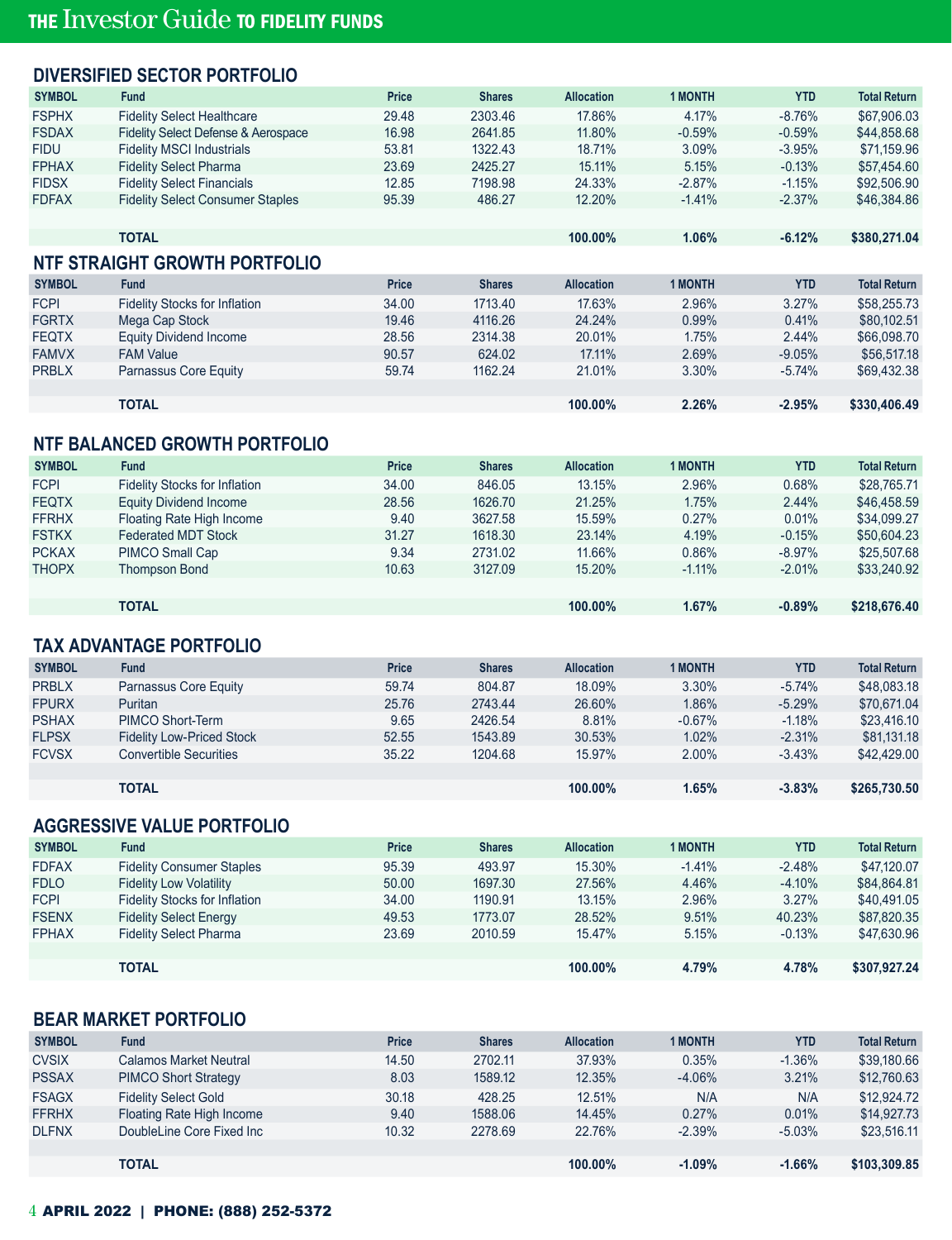## DIVERSIFIED SECTOR PORTFOLIO

| SYMBOL | Fund | Price | Shares | Allocation | 1 MONTH | YTD | Total Return |
|---|---|---|---|---|---|---|---|
| FSPHX | Fidelity Select Healthcare | 29.48 | 2303.46 | 17.86% | 4.17% | -8.76% | $67,906.03 |
| FSDAX | Fidelity Select Defense & Aerospace | 16.98 | 2641.85 | 11.80% | -0.59% | -0.59% | $44,858.68 |
| FIDU | Fidelity MSCI Industrials | 53.81 | 1322.43 | 18.71% | 3.09% | -3.95% | $71,159.96 |
| FPHAX | Fidelity Select Pharma | 23.69 | 2425.27 | 15.11% | 5.15% | -0.13% | $57,454.60 |
| FIDSX | Fidelity Select Financials | 12.85 | 7198.98 | 24.33% | -2.87% | -1.15% | $92,506.90 |
| FDFAX | Fidelity Select Consumer Staples | 95.39 | 486.27 | 12.20% | -1.41% | -2.37% | $46,384.86 |
| | **TOTAL** | | | **100.00%** | **1.06%** | **-6.12%** | **$380,271.04** |

## NTF STRAIGHT GROWTH PORTFOLIO

| SYMBOL | Fund | Price | Shares | Allocation | 1 MONTH | YTD | Total Return |
|---|---|---|---|---|---|---|---|
| FCPI | Fidelity Stocks for Inflation | 34.00 | 1713.40 | 17.63% | 2.96% | 3.27% | $58,255.73 |
| FGRTX | Mega Cap Stock | 19.46 | 4116.26 | 24.24% | 0.99% | 0.41% | $80,102.51 |
| FEQTX | Equity Dividend Income | 28.56 | 2314.38 | 20.01% | 1.75% | 2.44% | $66,098.70 |
| FAMVX | FAM Value | 90.57 | 624.02 | 17.11% | 2.69% | -9.05% | $56,517.18 |
| PRBLX | Parnassus Core Equity | 59.74 | 1162.24 | 21.01% | 3.30% | -5.74% | $69,432.38 |
| | **TOTAL** | | | **100.00%** | **2.26%** | **-2.95%** | **$330,406.49** |

## NTF BALANCED GROWTH PORTFOLIO

| SYMBOL | Fund | Price | Shares | Allocation | 1 MONTH | YTD | Total Return |
|---|---|---|---|---|---|---|---|
| FCPI | Fidelity Stocks for Inflation | 34.00 | 846.05 | 13.15% | 2.96% | 0.68% | $28,765.71 |
| FEQTX | Equity Dividend Income | 28.56 | 1626.70 | 21.25% | 1.75% | 2.44% | $46,458.59 |
| FFRHX | Floating Rate High Income | 9.40 | 3627.58 | 15.59% | 0.27% | 0.01% | $34,099.27 |
| FSTKX | Federated MDT Stock | 31.27 | 1618.30 | 23.14% | 4.19% | -0.15% | $50,604.23 |
| PCKAX | PIMCO Small Cap | 9.34 | 2731.02 | 11.66% | 0.86% | -8.97% | $25,507.68 |
| THOPX | Thompson Bond | 10.63 | 3127.09 | 15.20% | -1.11% | -2.01% | $33,240.92 |
| | **TOTAL** | | | **100.00%** | **1.67%** | **-0.89%** | **$218,676.40** |

## TAX ADVANTAGE PORTFOLIO

| SYMBOL | Fund | Price | Shares | Allocation | 1 MONTH | YTD | Total Return |
|---|---|---|---|---|---|---|---|
| PRBLX | Parnassus Core Equity | 59.74 | 804.87 | 18.09% | 3.30% | -5.74% | $48,083.18 |
| FPURX | Puritan | 25.76 | 2743.44 | 26.60% | 1.86% | -5.29% | $70,671.04 |
| PSHAX | PIMCO Short-Term | 9.65 | 2426.54 | 8.81% | -0.67% | -1.18% | $23,416.10 |
| FLPSX | Fidelity Low-Priced Stock | 52.55 | 1543.89 | 30.53% | 1.02% | -2.31% | $81,131.18 |
| FCVSX | Convertible Securities | 35.22 | 1204.68 | 15.97% | 2.00% | -3.43% | $42,429.00 |
| | **TOTAL** | | | **100.00%** | **1.65%** | **-3.83%** | **$265,730.50** |

## AGGRESSIVE VALUE PORTFOLIO

| SYMBOL | Fund | Price | Shares | Allocation | 1 MONTH | YTD | Total Return |
|---|---|---|---|---|---|---|---|
| FDFAX | Fidelity Consumer Staples | 95.39 | 493.97 | 15.30% | -1.41% | -2.48% | $47,120.07 |
| FDLO | Fidelity Low Volatility | 50.00 | 1697.30 | 27.56% | 4.46% | -4.10% | $84,864.81 |
| FCPI | Fidelity Stocks for Inflation | 34.00 | 1190.91 | 13.15% | 2.96% | 3.27% | $40,491.05 |
| FSENX | Fidelity Select Energy | 49.53 | 1773.07 | 28.52% | 9.51% | 40.23% | $87,820.35 |
| FPHAX | Fidelity Select Pharma | 23.69 | 2010.59 | 15.47% | 5.15% | -0.13% | $47,630.96 |
| | **TOTAL** | | | **100.00%** | **4.79%** | **4.78%** | **$307,927.24** |

## BEAR MARKET PORTFOLIO

| SYMBOL | Fund | Price | Shares | Allocation | 1 MONTH | YTD | Total Return |
|---|---|---|---|---|---|---|---|
| CVSIX | Calamos Market Neutral | 14.50 | 2702.11 | 37.93% | 0.35% | -1.36% | $39,180.66 |
| PSSAX | PIMCO Short Strategy | 8.03 | 1589.12 | 12.35% | -4.06% | 3.21% | $12,760.63 |
| FSAGX | Fidelity Select Gold | 30.18 | 428.25 | 12.51% | N/A | N/A | $12,924.72 |
| FFRHX | Floating Rate High Income | 9.40 | 1588.06 | 14.45% | 0.27% | 0.01% | $14,927.73 |
| DLFNX | DoubleLine Core Fixed Inc | 10.32 | 2278.69 | 22.76% | -2.39% | -5.03% | $23,516.11 |
| | **TOTAL** | | | **100.00%** | **-1.09%** | **-1.66%** | **$103,309.85** |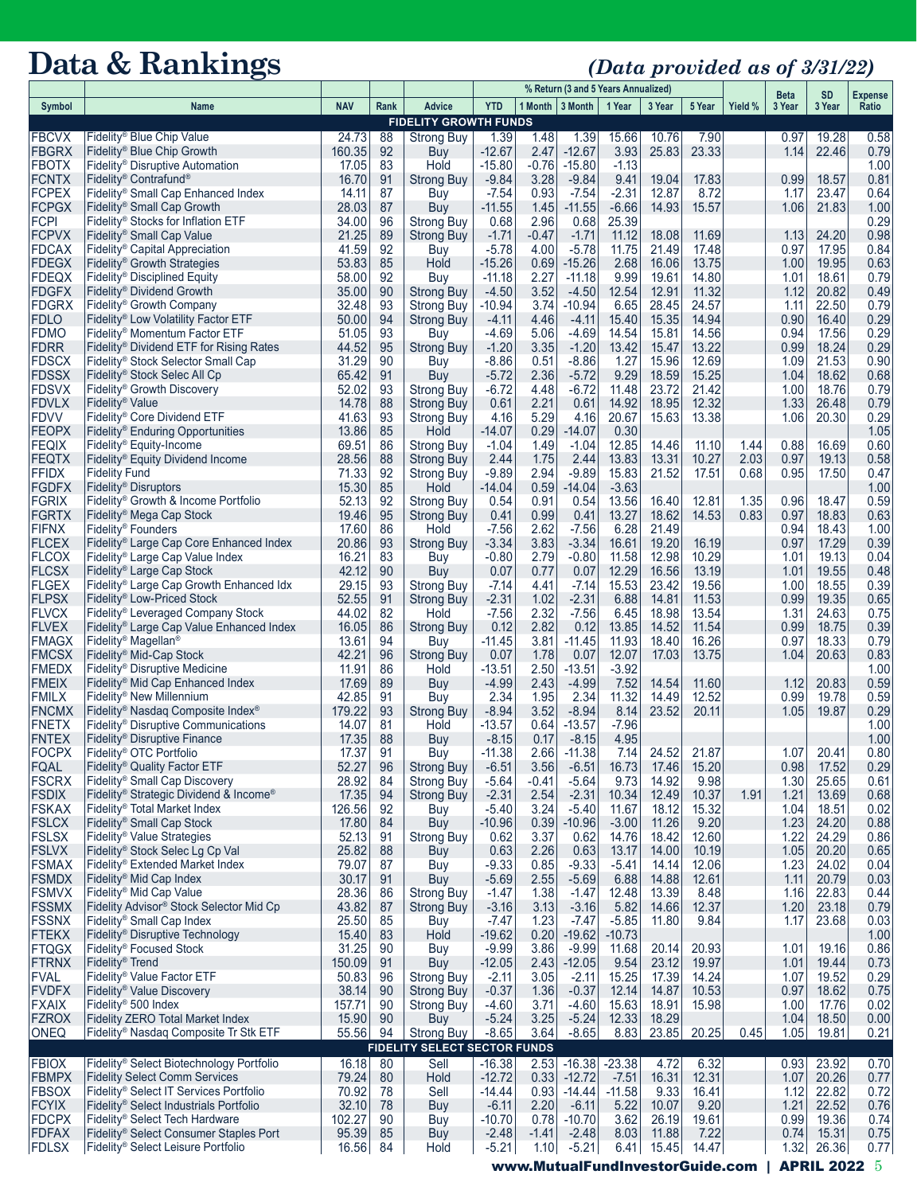# Data & Rankings

*(Data provided as of 3/31/22)*

| Symbol | Name | NAV | Rank | Advice | % Return (3 and 5 Years Annualized) YTD | 1 Month | 3 Month | 1 Year | 3 Year | 5 Year | Yield % | Beta 3 Year | SD 3 Year | Expense Ratio |
|---|---|---|---|---|---|---|---|---|---|---|---|---|---|---|
| | **FIDELITY GROWTH FUNDS** | | | | | | | | | | | | | |
| FBCVX | Fidelity® Blue Chip Value | 24.73 | 88 | Strong Buy | 1.39 | 1.48 | 1.39 | 15.66 | 10.76 | 7.90 | | 0.97 | 19.28 | 0.58 |
| FBGRX | Fidelity® Blue Chip Growth | 160.35 | 92 | Buy | -12.67 | 2.47 | -12.67 | 3.93 | 25.83 | 23.33 | | 1.14 | 22.46 | 0.79 |
| FBOTX | Fidelity® Disruptive Automation | 17.05 | 83 | Hold | -15.80 | -0.76 | -15.80 | -1.13 | | | | | | 1.00 |
| FCNTX | Fidelity® Contrafund® | 16.70 | 91 | Strong Buy | -9.84 | 3.28 | -9.84 | 9.41 | 19.04 | 17.83 | | 0.99 | 18.57 | 0.81 |
| FCPEX | Fidelity® Small Cap Enhanced Index | 14.11 | 87 | Buy | -7.54 | 0.93 | -7.54 | -2.31 | 12.87 | 8.72 | | 1.17 | 23.47 | 0.64 |
| FCPGX | Fidelity® Small Cap Growth | 28.03 | 87 | Buy | -11.55 | 1.45 | -11.55 | -6.66 | 14.93 | 15.57 | | 1.06 | 21.83 | 1.00 |
| FCPI | Fidelity® Stocks for Inflation ETF | 34.00 | 96 | Strong Buy | 0.68 | 2.96 | 0.68 | 25.39 | | | | | | 0.29 |
| FCPVX | Fidelity® Small Cap Value | 21.25 | 89 | Strong Buy | -1.71 | -0.47 | -1.71 | 11.12 | 18.08 | 11.69 | | 1.13 | 24.20 | 0.98 |
| FDCAX | Fidelity® Capital Appreciation | 41.59 | 92 | Buy | -5.78 | 4.00 | -5.78 | 11.75 | 21.49 | 17.48 | | 0.97 | 17.95 | 0.84 |
| FDEGX | Fidelity® Growth Strategies | 53.83 | 85 | Hold | -15.26 | 0.69 | -15.26 | 2.68 | 16.06 | 13.75 | | 1.00 | 19.95 | 0.63 |
| FDEQX | Fidelity® Disciplined Equity | 58.00 | 92 | Buy | -11.18 | 2.27 | -11.18 | 9.99 | 19.61 | 14.80 | | 1.01 | 18.61 | 0.79 |
| FDGFX | Fidelity® Dividend Growth | 35.00 | 90 | Strong Buy | -4.50 | 3.52 | -4.50 | 12.54 | 12.91 | 11.32 | | 1.12 | 20.82 | 0.49 |
| FDGRX | Fidelity® Growth Company | 32.48 | 93 | Strong Buy | -10.94 | 3.74 | -10.94 | 6.65 | 28.45 | 24.57 | | 1.11 | 22.50 | 0.79 |
| FDLO | Fidelity® Low Volatility Factor ETF | 50.00 | 94 | Strong Buy | -4.11 | 4.46 | -4.11 | 15.40 | 15.35 | 14.94 | | 0.90 | 16.40 | 0.29 |
| FDMO | Fidelity® Momentum Factor ETF | 51.05 | 93 | Buy | -4.69 | 5.06 | -4.69 | 14.54 | 15.81 | 14.56 | | 0.94 | 17.56 | 0.29 |
| FDRR | Fidelity® Dividend ETF for Rising Rates | 44.52 | 95 | Strong Buy | -1.20 | 3.35 | -1.20 | 13.42 | 15.47 | 13.22 | | 0.99 | 18.24 | 0.29 |
| FDSCX | Fidelity® Stock Selector Small Cap | 31.29 | 90 | Buy | -8.86 | 0.51 | -8.86 | 1.27 | 15.96 | 12.69 | | 1.09 | 21.53 | 0.90 |
| FDSSX | Fidelity® Stock Selec All Cp | 65.42 | 91 | Buy | -5.72 | 2.36 | -5.72 | 9.29 | 18.59 | 15.25 | | 1.04 | 18.62 | 0.68 |
| FDSVX | Fidelity® Growth Discovery | 52.02 | 93 | Strong Buy | -6.72 | 4.48 | -6.72 | 11.48 | 23.72 | 21.42 | | 1.00 | 18.76 | 0.79 |
| FDVLX | Fidelity® Value | 14.78 | 88 | Strong Buy | 0.61 | 2.21 | 0.61 | 14.92 | 18.95 | 12.32 | | 1.33 | 26.48 | 0.79 |
| FDVV | Fidelity® Core Dividend ETF | 41.63 | 93 | Strong Buy | 4.16 | 5.29 | 4.16 | 20.67 | 15.63 | 13.38 | | 1.06 | 20.30 | 0.29 |
| FEOPX | Fidelity® Enduring Opportunities | 13.86 | 85 | Hold | -14.07 | 0.29 | -14.07 | 0.30 | | | | | | 1.05 |
| FEQIX | Fidelity® Equity-Income | 69.51 | 86 | Strong Buy | -1.04 | 1.49 | -1.04 | 12.85 | 14.46 | 11.10 | 1.44 | 0.88 | 16.69 | 0.60 |
| FEQTX | Fidelity® Equity Dividend Income | 28.56 | 88 | Strong Buy | 2.44 | 1.75 | 2.44 | 13.83 | 13.31 | 10.27 | 2.03 | 0.97 | 19.13 | 0.58 |
| FFIDX | Fidelity Fund | 71.33 | 92 | Strong Buy | -9.89 | 2.94 | -9.89 | 15.83 | 21.52 | 17.51 | 0.68 | 0.95 | 17.50 | 0.47 |
| FGDFX | Fidelity® Disruptors | 15.30 | 85 | Hold | -14.04 | 0.59 | -14.04 | -3.63 | | | | | | 1.00 |
| FGRIX | Fidelity® Growth & Income Portfolio | 52.13 | 92 | Strong Buy | 0.54 | 0.91 | 0.54 | 13.56 | 16.40 | 12.81 | 1.35 | 0.96 | 18.47 | 0.59 |
| FGRTX | Fidelity® Mega Cap Stock | 19.46 | 95 | Strong Buy | 0.41 | 0.99 | 0.41 | 13.27 | 18.62 | 14.53 | 0.83 | 0.97 | 18.83 | 0.63 |
| FIFNX | Fidelity® Founders | 17.60 | 86 | Hold | -7.56 | 2.62 | -7.56 | 6.28 | 21.49 | | | 0.94 | 18.43 | 1.00 |
| FLCEX | Fidelity® Large Cap Core Enhanced Index | 20.86 | 93 | Strong Buy | -3.34 | 3.83 | -3.34 | 16.61 | 19.20 | 16.19 | | 0.97 | 17.29 | 0.39 |
| FLCOX | Fidelity® Large Cap Value Index | 16.21 | 83 | Buy | -0.80 | 2.79 | -0.80 | 11.58 | 12.98 | 10.29 | | 1.01 | 19.13 | 0.04 |
| FLCSX | Fidelity® Large Cap Stock | 42.12 | 90 | Buy | 0.07 | 0.77 | 0.07 | 12.29 | 16.56 | 13.19 | | 1.01 | 19.55 | 0.48 |
| FLGEX | Fidelity® Large Cap Growth Enhanced Idx | 29.15 | 93 | Strong Buy | -7.14 | 4.41 | -7.14 | 15.53 | 23.42 | 19.56 | | 1.00 | 18.55 | 0.39 |
| FLPSX | Fidelity® Low-Priced Stock | 52.55 | 91 | Strong Buy | -2.31 | 1.02 | -2.31 | 6.88 | 14.81 | 11.53 | | 0.99 | 19.35 | 0.65 |
| FLVCX | Fidelity® Leveraged Company Stock | 44.02 | 82 | Hold | -7.56 | 2.32 | -7.56 | 6.45 | 18.98 | 13.54 | | 1.31 | 24.63 | 0.75 |
| FLVEX | Fidelity® Large Cap Value Enhanced Index | 16.05 | 86 | Strong Buy | 0.12 | 2.82 | 0.12 | 13.85 | 14.52 | 11.54 | | 0.99 | 18.75 | 0.39 |
| FMAGX | Fidelity® Magellan® | 13.61 | 94 | Buy | -11.45 | 3.81 | -11.45 | 11.93 | 18.40 | 16.26 | | 0.97 | 18.33 | 0.79 |
| FMCSX | Fidelity® Mid-Cap Stock | 42.21 | 96 | Strong Buy | 0.07 | 1.78 | 0.07 | 12.07 | 17.03 | 13.75 | | 1.04 | 20.63 | 0.83 |
| FMEDX | Fidelity® Disruptive Medicine | 11.91 | 86 | Hold | -13.51 | 2.50 | -13.51 | -3.92 | | | | | | 1.00 |
| FMEIX | Fidelity® Mid Cap Enhanced Index | 17.69 | 89 | Buy | -4.99 | 2.43 | -4.99 | 7.52 | 14.54 | 11.60 | | 1.12 | 20.83 | 0.59 |
| FMILX | Fidelity® New Millennium | 42.85 | 91 | Buy | 2.34 | 1.95 | 2.34 | 11.32 | 14.49 | 12.52 | | 0.99 | 19.78 | 0.59 |
| FNCMX | Fidelity® Nasdaq Composite Index® | 179.22 | 93 | Strong Buy | -8.94 | 3.52 | -8.94 | 8.14 | 23.52 | 20.11 | | 1.05 | 19.87 | 0.29 |
| FNETX | Fidelity® Disruptive Communications | 14.07 | 81 | Hold | -13.57 | 0.64 | -13.57 | -7.96 | | | | | | 1.00 |
| FNTEX | Fidelity® Disruptive Finance | 17.35 | 88 | Buy | -8.15 | 0.17 | -8.15 | 4.95 | | | | | | 1.00 |
| FOCPX | Fidelity® OTC Portfolio | 17.37 | 91 | Buy | -11.38 | 2.66 | -11.38 | 7.14 | 24.52 | 21.87 | | 1.07 | 20.41 | 0.80 |
| FQAL | Fidelity® Quality Factor ETF | 52.27 | 96 | Strong Buy | -6.51 | 3.56 | -6.51 | 16.73 | 17.46 | 15.20 | | 0.98 | 17.52 | 0.29 |
| FSCRX | Fidelity® Small Cap Discovery | 28.92 | 84 | Strong Buy | -5.64 | -0.41 | -5.64 | 9.73 | 14.92 | 9.98 | | 1.30 | 25.65 | 0.61 |
| FSDIX | Fidelity® Strategic Dividend & Income® | 17.35 | 94 | Strong Buy | -2.31 | 2.54 | -2.31 | 10.34 | 12.49 | 10.37 | 1.91 | 1.21 | 13.69 | 0.68 |
| FSKAX | Fidelity® Total Market Index | 126.56 | 92 | Buy | -5.40 | 3.24 | -5.40 | 11.67 | 18.12 | 15.32 | | 1.04 | 18.51 | 0.02 |
| FSLCX | Fidelity® Small Cap Stock | 17.80 | 84 | Buy | -10.96 | 0.39 | -10.96 | -3.00 | 11.26 | 9.20 | | 1.23 | 24.20 | 0.88 |
| FSLSX | Fidelity® Value Strategies | 52.13 | 91 | Strong Buy | 0.62 | 3.37 | 0.62 | 14.76 | 18.42 | 12.60 | | 1.22 | 24.29 | 0.86 |
| FSLVX | Fidelity® Stock Selec Lg Cp Val | 25.82 | 88 | Buy | 0.63 | 2.26 | 0.63 | 13.17 | 14.00 | 10.19 | | 1.05 | 20.20 | 0.65 |
| FSMAX | Fidelity® Extended Market Index | 79.07 | 87 | Buy | -9.33 | 0.85 | -9.33 | -5.41 | 14.14 | 12.06 | | 1.23 | 24.02 | 0.04 |
| FSMDX | Fidelity® Mid Cap Index | 30.17 | 91 | Buy | -5.69 | 2.55 | -5.69 | 6.88 | 14.88 | 12.61 | | 1.11 | 20.79 | 0.03 |
| FSMVX | Fidelity® Mid Cap Value | 28.36 | 86 | Strong Buy | -1.47 | 1.38 | -1.47 | 12.48 | 13.39 | 8.48 | | 1.16 | 22.83 | 0.44 |
| FSSMX | Fidelity Advisor® Stock Selector Mid Cp | 43.82 | 87 | Strong Buy | -3.16 | 3.13 | -3.16 | 5.82 | 14.66 | 12.37 | | 1.20 | 23.18 | 0.79 |
| FSSNX | Fidelity® Small Cap Index | 25.50 | 85 | Buy | -7.47 | 1.23 | -7.47 | -5.85 | 11.80 | 9.84 | | 1.17 | 23.68 | 0.03 |
| FTEKX | Fidelity® Disruptive Technology | 15.40 | 83 | Hold | -19.62 | 0.20 | -19.62 | -10.73 | | | | | | 1.00 |
| FTQGX | Fidelity® Focused Stock | 31.25 | 90 | Buy | -9.99 | 3.86 | -9.99 | 11.68 | 20.14 | 20.93 | | 1.01 | 19.16 | 0.86 |
| FTRNX | Fidelity® Trend | 150.09 | 91 | Buy | -12.05 | 2.43 | -12.05 | 9.54 | 23.12 | 19.97 | | 1.01 | 19.44 | 0.73 |
| FVAL | Fidelity® Value Factor ETF | 50.83 | 96 | Strong Buy | -2.11 | 3.05 | -2.11 | 15.25 | 17.39 | 14.24 | | 1.07 | 19.52 | 0.29 |
| FVDFX | Fidelity® Value Discovery | 38.14 | 90 | Strong Buy | -0.37 | 1.36 | -0.37 | 12.14 | 14.87 | 10.53 | | 0.97 | 18.62 | 0.75 |
| FXAIX | Fidelity® 500 Index | 157.71 | 90 | Strong Buy | -4.60 | 3.71 | -4.60 | 15.63 | 18.91 | 15.98 | | 1.00 | 17.76 | 0.02 |
| FZROX | Fidelity ZERO Total Market Index | 15.90 | 90 | Buy | -5.24 | 3.25 | -5.24 | 12.33 | 18.29 | | | 1.04 | 18.50 | 0.00 |
| ONEQ | Fidelity® Nasdaq Composite Tr Stk ETF | 55.56 | 94 | Strong Buy | -8.65 | 3.64 | -8.65 | 8.83 | 23.85 | 20.25 | 0.45 | 1.05 | 19.81 | 0.21 |
| | **FIDELITY SELECT SECTOR FUNDS** | | | | | | | | | | | | | |
| FBIOX | Fidelity® Select Biotechnology Portfolio | 16.18 | 80 | Sell | -16.38 | 2.53 | -16.38 | -23.38 | 4.72 | 6.32 | | 0.93 | 23.92 | 0.70 |
| FBMPX | Fidelity Select Comm Services | 79.24 | 80 | Hold | -12.72 | 0.33 | -12.72 | -7.51 | 16.31 | 12.31 | | 1.07 | 20.26 | 0.77 |
| FBSOX | Fidelity® Select IT Services Portfolio | 70.92 | 78 | Sell | -14.44 | 0.93 | -14.44 | -11.58 | 9.33 | 16.41 | | 1.12 | 22.82 | 0.72 |
| FCYIX | Fidelity® Select Industrials Portfolio | 32.10 | 78 | Buy | -6.11 | 2.20 | -6.11 | 5.22 | 10.07 | 9.20 | | 1.21 | 22.52 | 0.76 |
| FDCPX | Fidelity® Select Tech Hardware | 102.27 | 90 | Buy | -10.70 | 0.78 | -10.70 | 3.62 | 26.19 | 19.61 | | 0.99 | 19.36 | 0.74 |
| FDFAX | Fidelity® Select Consumer Staples Port | 95.39 | 85 | Buy | -2.48 | -1.41 | -2.48 | 8.03 | 11.88 | 7.22 | | 0.74 | 15.31 | 0.75 |
| FDLSX | Fidelity® Select Leisure Portfolio | 16.56 | 84 | Hold | -5.21 | 1.10 | -5.21 | 6.41 | 15.45 | 14.47 | | 1.32 | 26.36 | 0.77 |

www.MutualFundInvestorGuide.com | APRIL 2022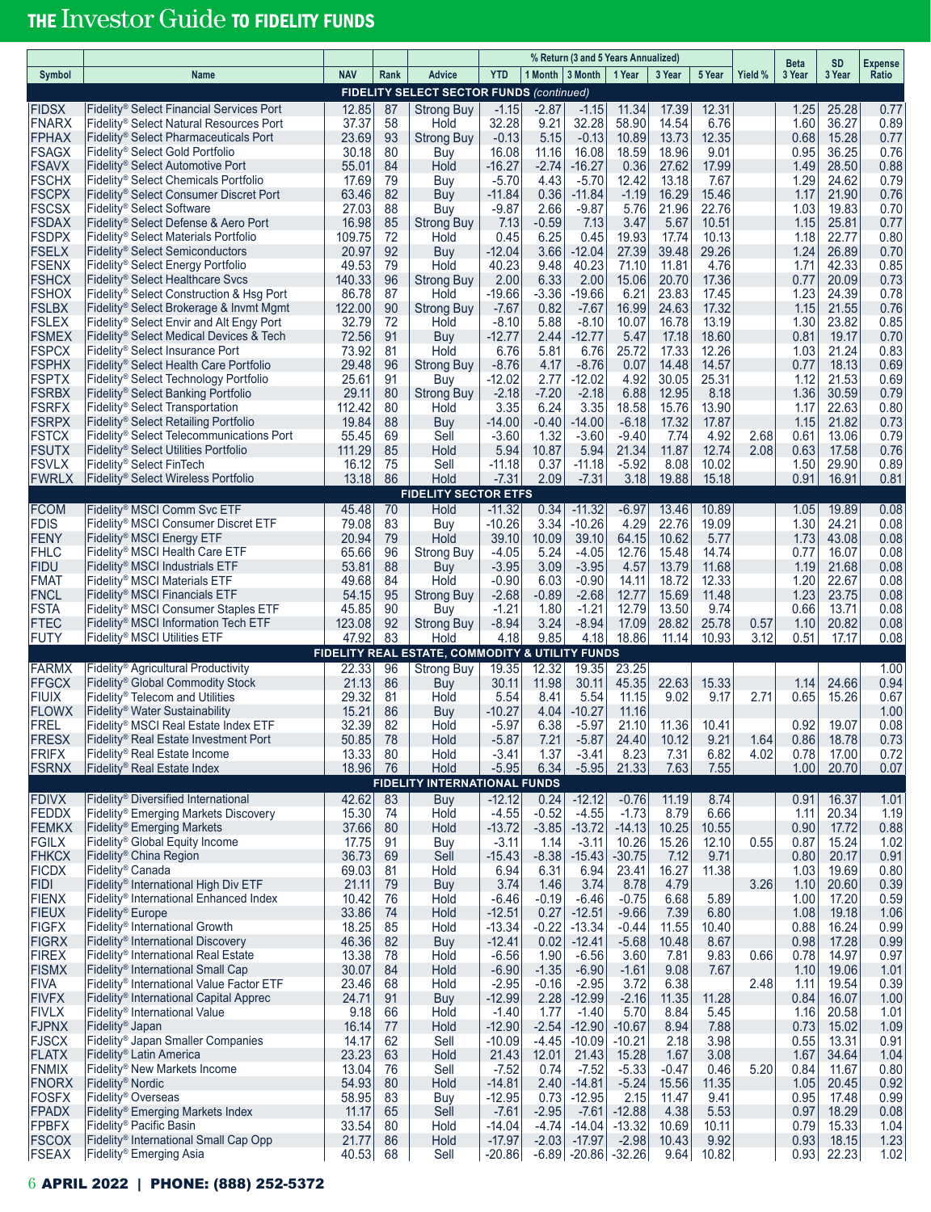# THE Investor Guide TO FIDELITY FUNDS

| Symbol | Name | NAV | Rank | Advice | % Return (3 and 5 Years Annualized) YTD | 1 Month | 3 Month | 1 Year | 3 Year | 5 Year | Yield % | Beta 3 Year | SD 3 Year | Expense Ratio |
|---|---|---|---|---|---|---|---|---|---|---|---|---|---|---|
| | **FIDELITY SELECT SECTOR FUNDS** *(continued)* | | | | | | | | | | | | | |
| FIDSX | Fidelity® Select Financial Services Port | 12.85 | 87 | Strong Buy | -1.15 | -2.87 | -1.15 | 11.34 | 17.39 | 12.31 | | 1.25 | 25.28 | 0.77 |
| FNARX | Fidelity® Select Natural Resources Port | 37.37 | 58 | Hold | 32.28 | 9.21 | 32.28 | 58.90 | 14.54 | 6.76 | | 1.60 | 36.27 | 0.89 |
| FPHAX | Fidelity® Select Pharmaceuticals Port | 23.69 | 93 | Strong Buy | -0.13 | 5.15 | -0.13 | 10.89 | 13.73 | 12.35 | | 0.68 | 15.28 | 0.77 |
| FSAGX | Fidelity® Select Gold Portfolio | 30.18 | 80 | Buy | 16.08 | 11.16 | 16.08 | 18.59 | 18.96 | 9.01 | | 0.95 | 36.25 | 0.76 |
| FSAVX | Fidelity® Select Automotive Port | 55.01 | 84 | Hold | -16.27 | -2.74 | -16.27 | 0.36 | 27.62 | 17.99 | | 1.49 | 28.50 | 0.88 |
| FSCHX | Fidelity® Select Chemicals Portfolio | 17.69 | 79 | Buy | -5.70 | 4.43 | -5.70 | 12.42 | 13.18 | 7.67 | | 1.29 | 24.62 | 0.79 |
| FSCPX | Fidelity® Select Consumer Discret Port | 63.46 | 82 | Buy | -11.84 | 0.36 | -11.84 | -1.19 | 16.29 | 15.46 | | 1.17 | 21.90 | 0.76 |
| FSCSX | Fidelity® Select Software | 27.03 | 88 | Buy | -9.87 | 2.66 | -9.87 | 5.76 | 21.96 | 22.76 | | 1.03 | 19.83 | 0.70 |
| FSDAX | Fidelity® Select Defense & Aero Port | 16.98 | 85 | Strong Buy | 7.13 | -0.59 | 7.13 | 3.47 | 5.67 | 10.51 | | 1.15 | 25.81 | 0.77 |
| FSDPX | Fidelity® Select Materials Portfolio | 109.75 | 72 | Hold | 0.45 | 6.25 | 0.45 | 19.93 | 17.74 | 10.13 | | 1.18 | 22.77 | 0.80 |
| FSELX | Fidelity® Select Semiconductors | 20.97 | 92 | Buy | -12.04 | 3.66 | -12.04 | 27.39 | 39.48 | 29.26 | | 1.24 | 26.89 | 0.70 |
| FSENX | Fidelity® Select Energy Portfolio | 49.53 | 79 | Hold | 40.23 | 9.48 | 40.23 | 71.10 | 11.81 | 4.76 | | 1.71 | 42.33 | 0.85 |
| FSHCX | Fidelity® Select Healthcare Svcs | 140.33 | 96 | Strong Buy | 2.00 | 6.33 | 2.00 | 15.06 | 20.70 | 17.36 | | 0.77 | 20.09 | 0.73 |
| FSHOX | Fidelity® Select Construction & Hsg Port | 86.78 | 87 | Hold | -19.66 | -3.36 | -19.66 | 6.21 | 23.83 | 17.45 | | 1.23 | 24.39 | 0.78 |
| FSLBX | Fidelity® Select Brokerage & Invmt Mgmt | 122.00 | 90 | Strong Buy | -7.67 | 0.82 | -7.67 | 16.99 | 24.63 | 17.32 | | 1.15 | 21.55 | 0.76 |
| FSLEX | Fidelity® Select Envir and Alt Engy Port | 32.79 | 72 | Hold | -8.10 | 5.88 | -8.10 | 10.07 | 16.78 | 13.19 | | 1.30 | 23.82 | 0.85 |
| FSMEX | Fidelity® Select Medical Devices & Tech | 72.56 | 91 | Buy | -12.77 | 2.44 | -12.77 | 5.47 | 17.18 | 18.60 | | 0.81 | 19.17 | 0.70 |
| FSPCX | Fidelity® Select Insurance Port | 73.92 | 81 | Hold | 6.76 | 5.81 | 6.76 | 25.72 | 17.33 | 12.26 | | 1.03 | 21.24 | 0.83 |
| FSPHX | Fidelity® Select Health Care Portfolio | 29.48 | 96 | Strong Buy | -8.76 | 4.17 | -8.76 | 0.07 | 14.48 | 14.57 | | 0.77 | 18.13 | 0.69 |
| FSPTX | Fidelity® Select Technology Portfolio | 25.61 | 91 | Buy | -12.02 | 2.77 | -12.02 | 4.92 | 30.05 | 25.31 | | 1.12 | 21.53 | 0.69 |
| FSRBX | Fidelity® Select Banking Portfolio | 29.11 | 80 | Strong Buy | -2.18 | -7.20 | -2.18 | 6.88 | 12.95 | 8.18 | | 1.36 | 30.59 | 0.79 |
| FSRFX | Fidelity® Select Transportation | 112.42 | 80 | Hold | 3.35 | 6.24 | 3.35 | 18.58 | 15.76 | 13.90 | | 1.17 | 22.63 | 0.80 |
| FSRPX | Fidelity® Select Retailing Portfolio | 19.84 | 88 | Buy | -14.00 | -0.40 | -14.00 | -6.18 | 17.32 | 17.87 | | 1.15 | 21.82 | 0.73 |
| FSTCX | Fidelity® Select Telecommunications Port | 55.45 | 69 | Sell | -3.60 | 1.32 | -3.60 | -9.40 | 7.74 | 4.92 | 2.68 | 0.61 | 13.06 | 0.79 |
| FSUTX | Fidelity® Select Utilities Portfolio | 111.29 | 85 | Hold | 5.94 | 10.87 | 5.94 | 21.34 | 11.87 | 12.74 | 2.08 | 0.63 | 17.58 | 0.76 |
| FSVLX | Fidelity® Select FinTech | 16.12 | 75 | Sell | -11.18 | 0.37 | -11.18 | -5.92 | 8.08 | 10.02 | | 1.50 | 29.90 | 0.89 |
| FWRLX | Fidelity® Select Wireless Portfolio | 13.18 | 86 | Hold | -7.31 | 2.09 | -7.31 | 3.18 | 19.88 | 15.18 | | 0.91 | 16.91 | 0.81 |
| | **FIDELITY SECTOR ETFS** | | | | | | | | | | | | | |
| FCOM | Fidelity® MSCI Comm Svc ETF | 45.48 | 70 | Hold | -11.32 | 0.34 | -11.32 | -6.97 | 13.46 | 10.89 | | 1.05 | 19.89 | 0.08 |
| FDIS | Fidelity® MSCI Consumer Discret ETF | 79.08 | 83 | Buy | -10.26 | 3.34 | -10.26 | 4.29 | 22.76 | 19.09 | | 1.30 | 24.21 | 0.08 |
| FENY | Fidelity® MSCI Energy ETF | 20.94 | 79 | Hold | 39.10 | 10.09 | 39.10 | 64.15 | 10.62 | 5.77 | | 1.73 | 43.08 | 0.08 |
| FHLC | Fidelity® MSCI Health Care ETF | 65.66 | 96 | Strong Buy | -4.05 | 5.24 | -4.05 | 12.76 | 15.48 | 14.74 | | 0.77 | 16.07 | 0.08 |
| FIDU | Fidelity® MSCI Industrials ETF | 53.81 | 88 | Buy | -3.95 | 3.09 | -3.95 | 4.57 | 13.79 | 11.68 | | 1.19 | 21.68 | 0.08 |
| FMAT | Fidelity® MSCI Materials ETF | 49.68 | 84 | Hold | -0.90 | 6.03 | -0.90 | 14.11 | 18.72 | 12.33 | | 1.20 | 22.67 | 0.08 |
| FNCL | Fidelity® MSCI Financials ETF | 54.15 | 95 | Strong Buy | -2.68 | -0.89 | -2.68 | 12.77 | 15.69 | 11.48 | | 1.23 | 23.75 | 0.08 |
| FSTA | Fidelity® MSCI Consumer Staples ETF | 45.85 | 90 | Buy | -1.21 | 1.80 | -1.21 | 12.79 | 13.50 | 9.74 | | 0.66 | 13.71 | 0.08 |
| FTEC | Fidelity® MSCI Information Tech ETF | 123.08 | 92 | Strong Buy | -8.94 | 3.24 | -8.94 | 17.09 | 28.82 | 25.78 | 0.57 | 1.10 | 20.82 | 0.08 |
| FUTY | Fidelity® MSCI Utilities ETF | 47.92 | 83 | Hold | 4.18 | 9.85 | 4.18 | 18.86 | 11.14 | 10.93 | 3.12 | 0.51 | 17.17 | 0.08 |
| | **FIDELITY REAL ESTATE, COMMODITY & UTILITY FUNDS** | | | | | | | | | | | | | |
| FARMX | Fidelity® Agricultural Productivity | 22.33 | 96 | Strong Buy | 19.35 | 12.32 | 19.35 | 23.25 | | | | | | 1.00 |
| FFGCX | Fidelity® Global Commodity Stock | 21.13 | 86 | Buy | 30.11 | 11.98 | 30.11 | 45.35 | 22.63 | 15.33 | | 1.14 | 24.66 | 0.94 |
| FIUIX | Fidelity® Telecom and Utilities | 29.32 | 81 | Hold | 5.54 | 8.41 | 5.54 | 11.15 | 9.02 | 9.17 | 2.71 | 0.65 | 15.26 | 0.67 |
| FLOWX | Fidelity® Water Sustainability | 15.21 | 86 | Buy | -10.27 | 4.04 | -10.27 | 11.16 | | | | | | 1.00 |
| FREL | Fidelity® MSCI Real Estate Index ETF | 32.39 | 82 | Hold | -5.97 | 6.38 | -5.97 | 21.10 | 11.36 | 10.41 | | 0.92 | 19.07 | 0.08 |
| FRESX | Fidelity® Real Estate Investment Port | 50.85 | 78 | Hold | -5.87 | 7.21 | -5.87 | 24.40 | 10.12 | 9.21 | 1.64 | 0.86 | 18.78 | 0.73 |
| FRIFX | Fidelity® Real Estate Income | 13.33 | 80 | Hold | -3.41 | 1.37 | -3.41 | 8.23 | 7.31 | 6.82 | 4.02 | 0.78 | 17.00 | 0.72 |
| FSRNX | Fidelity® Real Estate Index | 18.96 | 76 | Hold | -5.95 | 6.34 | -5.95 | 21.33 | 7.63 | 7.55 | | 1.00 | 20.70 | 0.07 |
| | **FIDELITY INTERNATIONAL FUNDS** | | | | | | | | | | | | | |
| FDIVX | Fidelity® Diversified International | 42.62 | 83 | Buy | -12.12 | 0.24 | -12.12 | -0.76 | 11.19 | 8.74 | | 0.91 | 16.37 | 1.01 |
| FEDDX | Fidelity® Emerging Markets Discovery | 15.30 | 74 | Hold | -4.55 | -0.52 | -4.55 | -1.73 | 8.79 | 6.66 | | 1.11 | 20.34 | 1.19 |
| FEMKX | Fidelity® Emerging Markets | 37.66 | 80 | Hold | -13.72 | -3.85 | -13.72 | -14.13 | 10.25 | 10.55 | | 0.90 | 17.72 | 0.88 |
| FGILX | Fidelity® Global Equity Income | 17.75 | 91 | Buy | -3.11 | 1.14 | -3.11 | 10.26 | 15.26 | 12.10 | 0.55 | 0.87 | 15.24 | 1.02 |
| FHKCX | Fidelity® China Region | 36.73 | 69 | Sell | -15.43 | -8.38 | -15.43 | -30.75 | 7.12 | 9.71 | | 0.80 | 20.17 | 0.91 |
| FICDX | Fidelity® Canada | 69.03 | 81 | Hold | 6.94 | 6.31 | 6.94 | 23.41 | 16.27 | 11.38 | | 1.03 | 19.69 | 0.80 |
| FIDI | Fidelity® International High Div ETF | 21.11 | 79 | Buy | 3.74 | 1.46 | 3.74 | 8.78 | 4.79 | | 3.26 | 1.10 | 20.60 | 0.39 |
| FIENX | Fidelity® International Enhanced Index | 10.42 | 76 | Hold | -6.46 | -0.19 | -6.46 | -0.75 | 6.68 | 5.89 | | 1.00 | 17.20 | 0.59 |
| FIEUX | Fidelity® Europe | 33.86 | 74 | Hold | -12.51 | 0.27 | -12.51 | -9.66 | 7.39 | 6.80 | | 1.08 | 19.18 | 1.06 |
| FIGFX | Fidelity® International Growth | 18.25 | 85 | Hold | -13.34 | -0.22 | -13.34 | -0.44 | 11.55 | 10.40 | | 0.88 | 16.24 | 0.99 |
| FIGRX | Fidelity® International Discovery | 46.36 | 82 | Buy | -12.41 | 0.02 | -12.41 | -5.68 | 10.48 | 8.67 | | 0.98 | 17.28 | 0.99 |
| FIREX | Fidelity® International Real Estate | 13.38 | 78 | Hold | -6.56 | 1.90 | -6.56 | 3.60 | 7.81 | 9.83 | 0.66 | 0.78 | 14.97 | 0.97 |
| FISMX | Fidelity® International Small Cap | 30.07 | 84 | Hold | -6.90 | -1.35 | -6.90 | -1.61 | 9.08 | 7.67 | | 1.10 | 19.06 | 1.01 |
| FIVA | Fidelity® International Value Factor ETF | 23.46 | 68 | Hold | -2.95 | -0.16 | -2.95 | 3.72 | 6.38 | | 2.48 | 1.11 | 19.54 | 0.39 |
| FIVFX | Fidelity® International Capital Apprec | 24.71 | 91 | Buy | -12.99 | 2.28 | -12.99 | -2.16 | 11.35 | 11.28 | | 0.84 | 16.07 | 1.00 |
| FIVLX | Fidelity® International Value | 9.18 | 66 | Hold | -1.40 | 1.77 | -1.40 | 5.70 | 8.84 | 5.45 | | 1.16 | 20.58 | 1.01 |
| FJPNX | Fidelity® Japan | 16.14 | 77 | Hold | -12.90 | -2.54 | -12.90 | -10.67 | 8.94 | 7.88 | | 0.73 | 15.02 | 1.09 |
| FJSCX | Fidelity® Japan Smaller Companies | 14.17 | 62 | Sell | -10.09 | -4.45 | -10.09 | -10.21 | 2.18 | 3.98 | | 0.55 | 13.31 | 0.91 |
| FLATX | Fidelity® Latin America | 23.23 | 63 | Hold | 21.43 | 12.01 | 21.43 | 15.28 | 1.67 | 3.08 | | 1.67 | 34.64 | 1.04 |
| FNMIX | Fidelity® New Markets Income | 13.04 | 76 | Sell | -7.52 | 0.74 | -7.52 | -5.33 | -0.47 | 0.46 | 5.20 | 0.84 | 11.67 | 0.80 |
| FNORX | Fidelity® Nordic | 54.93 | 80 | Hold | -14.81 | 2.40 | -14.81 | -5.24 | 15.56 | 11.35 | | 1.05 | 20.45 | 0.92 |
| FOSFX | Fidelity® Overseas | 58.95 | 83 | Buy | -12.95 | 0.73 | -12.95 | 2.15 | 11.47 | 9.41 | | 0.95 | 17.48 | 0.99 |
| FPADX | Fidelity® Emerging Markets Index | 11.17 | 65 | Sell | -7.61 | -2.95 | -7.61 | -12.88 | 4.38 | 5.53 | | 0.97 | 18.29 | 0.08 |
| FPBFX | Fidelity® Pacific Basin | 33.54 | 80 | Hold | -14.04 | -4.74 | -14.04 | -13.32 | 10.69 | 10.11 | | 0.79 | 15.33 | 1.04 |
| FSCOX | Fidelity® International Small Cap Opp | 21.77 | 86 | Hold | -17.97 | -2.03 | -17.97 | -2.98 | 10.43 | 9.92 | | 0.93 | 18.15 | 1.23 |
| FSEAX | Fidelity® Emerging Asia | 40.53 | 68 | Sell | -20.86 | -6.89 | -20.86 | -32.26 | 9.64 | 10.82 | | 0.93 | 22.23 | 1.02 |

APRIL 2022 | PHONE: (888) 252-5372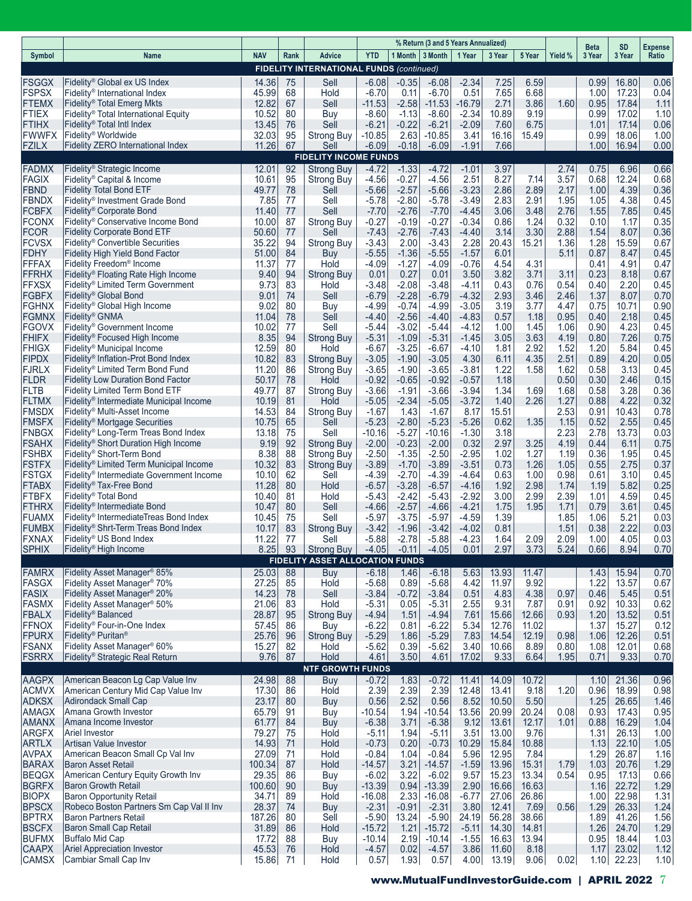| Symbol | Name | NAV | Rank | Advice | % Return (3 and 5 Years Annualized) | | | | | | Yield % | Beta | SD | Expense |
|---|---|---|---|---|---|---|---|---|---|---|---|---|---|---|
| | | | | | YTD | 1 Month | 3 Month | 1 Year | 3 Year | 5 Year | | 3 Year | 3 Year | Ratio |
| | **FIDELITY INTERNATIONAL FUNDS** *(continued)* | | | | | | | | | | | | | |
| FSGGX | Fidelity® Global ex US Index | 14.36 | 75 | Sell | -6.08 | -0.35 | -6.08 | -2.34 | 7.25 | 6.59 | | 0.99 | 16.80 | 0.06 |
| FSPSX | Fidelity® International Index | 45.99 | 68 | Hold | -6.70 | 0.11 | -6.70 | 0.51 | 7.65 | 6.68 | | 1.00 | 17.23 | 0.04 |
| FTEMX | Fidelity® Total Emerg Mkts | 12.82 | 67 | Sell | -11.53 | -2.58 | -11.53 | -16.79 | 2.71 | 3.86 | 1.60 | 0.95 | 17.84 | 1.11 |
| FTIEX | Fidelity® Total International Equity | 10.52 | 80 | Buy | -8.60 | -1.13 | -8.60 | -2.34 | 10.89 | 9.19 | | 0.99 | 17.02 | 1.10 |
| FTIHX | Fidelity® Total Intl Index | 13.45 | 76 | Sell | -6.21 | -0.22 | -6.21 | -2.09 | 7.60 | 6.75 | | 1.01 | 17.14 | 0.06 |
| FWWFX | Fidelity® Worldwide | 32.03 | 95 | Strong Buy | -10.85 | 2.63 | -10.85 | 3.41 | 16.16 | 15.49 | | 0.99 | 18.06 | 1.00 |
| FZILX | Fidelity ZERO International Index | 11.26 | 67 | Sell | -6.09 | -0.18 | -6.09 | -1.91 | 7.66 | | | 1.00 | 16.94 | 0.00 |
| | **FIDELITY INCOME FUNDS** | | | | | | | | | | | | | |
| FADMX | Fidelity® Strategic Income | 12.01 | 92 | Strong Buy | -4.72 | -1.33 | -4.72 | -1.01 | 3.97 | | 2.74 | 0.75 | 6.96 | 0.66 |
| FAGIX | Fidelity® Capital & Income | 10.61 | 95 | Strong Buy | -4.56 | -0.27 | -4.56 | 2.51 | 8.27 | 7.14 | 3.57 | 0.68 | 12.24 | 0.68 |
| FBND | Fidelity Total Bond ETF | 49.77 | 78 | Sell | -5.66 | -2.57 | -5.66 | -3.23 | 2.86 | 2.89 | 2.17 | 1.00 | 4.39 | 0.36 |
| FBNDX | Fidelity® Investment Grade Bond | 7.85 | 77 | Sell | -5.78 | -2.80 | -5.78 | -3.49 | 2.83 | 2.91 | 1.95 | 1.05 | 4.38 | 0.45 |
| FCBFX | Fidelity® Corporate Bond | 11.40 | 77 | Sell | -7.70 | -2.76 | -7.70 | -4.45 | 3.06 | 3.48 | 2.76 | 1.55 | 7.85 | 0.45 |
| FCONX | Fidelity® Conservative Income Bond | 10.00 | 87 | Strong Buy | -0.27 | -0.19 | -0.27 | -0.34 | 0.86 | 1.24 | 0.32 | 0.10 | 1.17 | 0.35 |
| FCOR | Fidelity Corporate Bond ETF | 50.60 | 77 | Sell | -7.43 | -2.76 | -7.43 | -4.40 | 3.14 | 3.30 | 2.88 | 1.54 | 8.07 | 0.36 |
| FCVSX | Fidelity® Convertible Securities | 35.22 | 94 | Strong Buy | -3.43 | 2.00 | -3.43 | 2.28 | 20.43 | 15.21 | 1.36 | 1.28 | 15.59 | 0.67 |
| FDHY | Fidelity High Yield Bond Factor | 51.00 | 84 | Buy | -5.55 | -1.36 | -5.55 | -1.57 | 6.01 | | 5.11 | 0.87 | 8.47 | 0.45 |
| FFFAX | Fidelity Freedom® Income | 11.37 | 77 | Hold | -4.09 | -1.27 | -4.09 | -0.76 | 4.54 | 4.31 | | 0.41 | 4.91 | 0.47 |
| FFRHX | Fidelity® Floating Rate High Income | 9.40 | 94 | Strong Buy | 0.01 | 0.27 | 0.01 | 3.50 | 3.82 | 3.71 | 3.11 | 0.23 | 8.18 | 0.67 |
| FFXSX | Fidelity® Limited Term Government | 9.73 | 83 | Hold | -3.48 | -2.08 | -3.48 | -4.11 | 0.43 | 0.76 | 0.54 | 0.40 | 2.20 | 0.45 |
| FGBFX | Fidelity® Global Bond | 9.01 | 74 | Sell | -6.79 | -2.28 | -6.79 | -4.32 | 2.93 | 3.46 | 2.46 | 1.37 | 8.07 | 0.70 |
| FGHNX | Fidelity® Global High Income | 9.02 | 80 | Buy | -4.99 | -0.74 | -4.99 | -3.05 | 3.19 | 3.77 | 4.47 | 0.75 | 10.71 | 0.90 |
| FGMNX | Fidelity® GNMA | 11.04 | 78 | Sell | -4.40 | -2.56 | -4.40 | -4.83 | 0.57 | 1.18 | 0.95 | 0.40 | 2.18 | 0.45 |
| FGOVX | Fidelity® Government Income | 10.02 | 77 | Sell | -5.44 | -3.02 | -5.44 | -4.12 | 1.00 | 1.45 | 1.06 | 0.90 | 4.23 | 0.45 |
| FHIFX | Fidelity® Focused High Income | 8.35 | 94 | Strong Buy | -5.31 | -1.09 | -5.31 | -1.45 | 3.05 | 3.63 | 4.19 | 0.80 | 7.26 | 0.75 |
| FHIGX | Fidelity® Municipal Income | 12.59 | 80 | Hold | -6.67 | -3.25 | -6.67 | -4.10 | 1.81 | 2.92 | 1.52 | 1.20 | 5.84 | 0.45 |
| FIPDX | Fidelity® Inflation-Prot Bond Index | 10.82 | 83 | Strong Buy | -3.05 | -1.90 | -3.05 | 4.30 | 6.11 | 4.35 | 2.51 | 0.89 | 4.20 | 0.05 |
| FJRLX | Fidelity® Limited Term Bond Fund | 11.20 | 86 | Strong Buy | -3.65 | -1.90 | -3.65 | -3.81 | 1.22 | 1.58 | 1.62 | 0.58 | 3.13 | 0.45 |
| FLDR | Fidelity Low Duration Bond Factor | 50.17 | 78 | Hold | -0.92 | -0.65 | -0.92 | -0.57 | 1.18 | | 0.50 | 0.30 | 2.46 | 0.15 |
| FLTB | Fidelity Limited Term Bond ETF | 49.77 | 87 | Strong Buy | -3.66 | -1.91 | -3.66 | -3.94 | 1.34 | 1.69 | 1.68 | 0.58 | 3.28 | 0.36 |
| FLTMX | Fidelity® Intermediate Municipal Income | 10.19 | 81 | Hold | -5.05 | -2.34 | -5.05 | -3.72 | 1.40 | 2.26 | 1.27 | 0.88 | 4.22 | 0.32 |
| FMSDX | Fidelity® Multi-Asset Income | 14.53 | 84 | Strong Buy | -1.67 | 1.43 | -1.67 | 8.17 | 15.51 | | 2.53 | 0.91 | 10.43 | 0.78 |
| FMSFX | Fidelity® Mortgage Securities | 10.75 | 65 | Sell | -5.23 | -2.80 | -5.23 | -5.26 | 0.62 | 1.35 | 1.15 | 0.52 | 2.55 | 0.45 |
| FNBGX | Fidelity® Long-Term Treas Bond Index | 13.18 | 75 | Sell | -10.16 | -5.27 | -10.16 | -1.30 | 3.18 | | 2.23 | 2.78 | 13.73 | 0.03 |
| FSAHX | Fidelity® Short Duration High Income | 9.19 | 92 | Strong Buy | -2.00 | -0.23 | -2.00 | 0.32 | 2.97 | 3.25 | 4.19 | 0.44 | 6.11 | 0.75 |
| FSHBX | Fidelity® Short-Term Bond | 8.38 | 88 | Strong Buy | -2.50 | -1.35 | -2.50 | -2.95 | 1.02 | 1.27 | 1.19 | 0.36 | 1.95 | 0.45 |
| FSTFX | Fidelity® Limited Term Municipal Income | 10.32 | 83 | Strong Buy | -3.89 | -1.70 | -3.89 | -3.51 | 0.73 | 1.26 | 1.05 | 0.55 | 2.75 | 0.37 |
| FSTGX | Fidelity® Intermediate Government Income | 10.10 | 62 | Sell | -4.39 | -2.70 | -4.39 | -4.64 | 0.63 | 1.00 | 0.98 | 0.61 | 3.10 | 0.45 |
| FTABX | Fidelity® Tax-Free Bond | 11.28 | 80 | Hold | -6.57 | -3.28 | -6.57 | -4.16 | 1.92 | 2.98 | 1.74 | 1.19 | 5.82 | 0.25 |
| FTBFX | Fidelity® Total Bond | 10.40 | 81 | Hold | -5.43 | -2.42 | -5.43 | -2.92 | 3.00 | 2.99 | 2.39 | 1.01 | 4.59 | 0.45 |
| FTHRX | Fidelity® Intermediate Bond | 10.47 | 80 | Sell | -4.66 | -2.57 | -4.66 | -4.21 | 1.75 | 1.95 | 1.71 | 0.79 | 3.61 | 0.45 |
| FUAMX | Fidelity® IntermediateTreas Bond Index | 10.45 | 75 | Sell | -5.97 | -3.75 | -5.97 | -4.59 | 1.39 | | 1.85 | 1.06 | 5.21 | 0.03 |
| FUMBX | Fidelity® Shrt-Term Treas Bond Index | 10.17 | 83 | Strong Buy | -3.42 | -1.96 | -3.42 | -4.02 | 0.81 | | 1.51 | 0.38 | 2.22 | 0.03 |
| FXNAX | Fidelity® US Bond Index | 11.22 | 77 | Sell | -5.88 | -2.78 | -5.88 | -4.23 | 1.64 | 2.09 | 2.09 | 1.00 | 4.05 | 0.03 |
| SPHIX | Fidelity® High Income | 8.25 | 93 | Strong Buy | -4.05 | -0.11 | -4.05 | 0.01 | 2.97 | 3.73 | 5.24 | 0.66 | 8.94 | 0.70 |
| | **FIDELITY ASSET ALLOCATION FUNDS** | | | | | | | | | | | | | |
| FAMRX | Fidelity Asset Manager® 85% | 25.03 | 88 | Buy | -6.18 | 1.46 | -6.18 | 5.63 | 13.93 | 11.47 | | 1.43 | 15.94 | 0.70 |
| FASGX | Fidelity Asset Manager® 70% | 27.25 | 85 | Hold | -5.68 | 0.89 | -5.68 | 4.42 | 11.97 | 9.92 | | 1.22 | 13.57 | 0.67 |
| FASIX | Fidelity Asset Manager® 20% | 14.23 | 78 | Sell | -3.84 | -0.72 | -3.84 | 0.51 | 4.83 | 4.38 | 0.97 | 0.46 | 5.45 | 0.51 |
| FASMX | Fidelity Asset Manager® 50% | 21.06 | 83 | Hold | -5.31 | 0.05 | -5.31 | 2.55 | 9.31 | 7.87 | 0.91 | 0.92 | 10.33 | 0.62 |
| FBALX | Fidelity® Balanced | 28.87 | 95 | Strong Buy | -4.94 | 1.51 | -4.94 | 7.61 | 15.66 | 12.66 | 0.93 | 1.20 | 13.52 | 0.51 |
| FFNOX | Fidelity® Four-in-One Index | 57.45 | 86 | Buy | -6.22 | 0.81 | -6.22 | 5.34 | 12.76 | 11.02 | | 1.37 | 15.27 | 0.12 |
| FPURX | Fidelity® Puritan® | 25.76 | 96 | Strong Buy | -5.29 | 1.86 | -5.29 | 7.83 | 14.54 | 12.19 | 0.98 | 1.06 | 12.26 | 0.51 |
| FSANX | Fidelity Asset Manager® 60% | 15.27 | 82 | Hold | -5.62 | 0.39 | -5.62 | 3.40 | 10.66 | 8.89 | 0.80 | 1.08 | 12.01 | 0.68 |
| FSRRX | Fidelity® Strategic Real Return | 9.76 | 87 | Hold | 4.61 | 3.50 | 4.61 | 17.02 | 9.33 | 6.64 | 1.95 | 0.71 | 9.33 | 0.70 |
| | **NTF GROWTH FUNDS** | | | | | | | | | | | | | |
| AAGPX | American Beacon Lg Cap Value Inv | 24.98 | 88 | Buy | -0.72 | 1.83 | -0.72 | 11.41 | 14.09 | 10.72 | | 1.10 | 21.36 | 0.96 |
| ACMVX | American Century Mid Cap Value Inv | 17.30 | 86 | Hold | 2.39 | 2.39 | 2.39 | 12.48 | 13.41 | 9.18 | 1.20 | 0.96 | 18.99 | 0.98 |
| ADKSX | Adirondack Small Cap | 23.17 | 80 | Buy | 0.56 | 2.52 | 0.56 | 8.52 | 10.50 | 5.50 | | 1.25 | 26.65 | 1.46 |
| AMAGX | Amana Growth Investor | 65.79 | 91 | Buy | -10.54 | 1.94 | -10.54 | 13.56 | 20.99 | 20.24 | 0.08 | 0.93 | 17.43 | 0.95 |
| AMANX | Amana Income Investor | 61.77 | 84 | Buy | -6.38 | 3.71 | -6.38 | 9.12 | 13.61 | 12.17 | 1.01 | 0.88 | 16.29 | 1.04 |
| ARGFX | Ariel Investor | 79.27 | 75 | Hold | -5.11 | 1.94 | -5.11 | 3.51 | 13.00 | 9.76 | | 1.31 | 26.13 | 1.00 |
| ARTLX | Artisan Value Investor | 14.93 | 71 | Hold | -0.73 | 0.20 | -0.73 | 10.29 | 15.84 | 10.88 | | 1.13 | 22.10 | 1.05 |
| AVPAX | American Beacon Small Cp Val Inv | 27.09 | 71 | Hold | -0.84 | 1.04 | -0.84 | 5.96 | 12.95 | 7.84 | | 1.29 | 26.87 | 1.16 |
| BARAX | Baron Asset Retail | 100.34 | 87 | Hold | -14.57 | 3.21 | -14.57 | -1.59 | 13.96 | 15.31 | 1.79 | 1.03 | 20.76 | 1.29 |
| BEQGX | American Century Equity Growth Inv | 29.35 | 86 | Buy | -6.02 | 3.22 | -6.02 | 9.57 | 15.23 | 13.34 | 0.54 | 0.95 | 17.13 | 0.66 |
| BGRFX | Baron Growth Retail | 100.60 | 90 | Buy | -13.39 | 0.94 | -13.39 | 2.90 | 16.66 | 16.63 | | 1.16 | 22.72 | 1.29 |
| BIOPX | Baron Opportunity Retail | 34.71 | 89 | Hold | -16.08 | 2.33 | -16.08 | -6.77 | 27.06 | 26.86 | | 1.00 | 22.98 | 1.31 |
| BPSCX | Robeco Boston Partners Sm Cap Val II Inv | 28.37 | 74 | Buy | -2.31 | -0.91 | -2.31 | 3.80 | 12.41 | 7.69 | 0.56 | 1.29 | 26.33 | 1.24 |
| BPTRX | Baron Partners Retail | 187.26 | 80 | Sell | -5.90 | 13.24 | -5.90 | 24.19 | 56.28 | 38.66 | | 1.89 | 41.26 | 1.56 |
| BSCFX | Baron Small Cap Retail | 31.89 | 86 | Hold | -15.72 | 1.21 | -15.72 | -5.11 | 14.30 | 14.81 | | 1.26 | 24.70 | 1.29 |
| BUFMX | Buffalo Mid Cap | 17.72 | 88 | Buy | -10.14 | 2.19 | -10.14 | -1.55 | 16.63 | 13.94 | | 0.95 | 18.44 | 1.03 |
| CAAPX | Ariel Appreciation Investor | 45.53 | 76 | Hold | -4.57 | 0.02 | -4.57 | 3.86 | 11.60 | 8.18 | | 1.17 | 23.02 | 1.12 |
| CAMSX | Cambiar Small Cap Inv | 15.86 | 71 | Hold | 0.57 | 1.93 | 0.57 | 4.00 | 13.19 | 9.06 | 0.02 | 1.10 | 22.23 | 1.10 |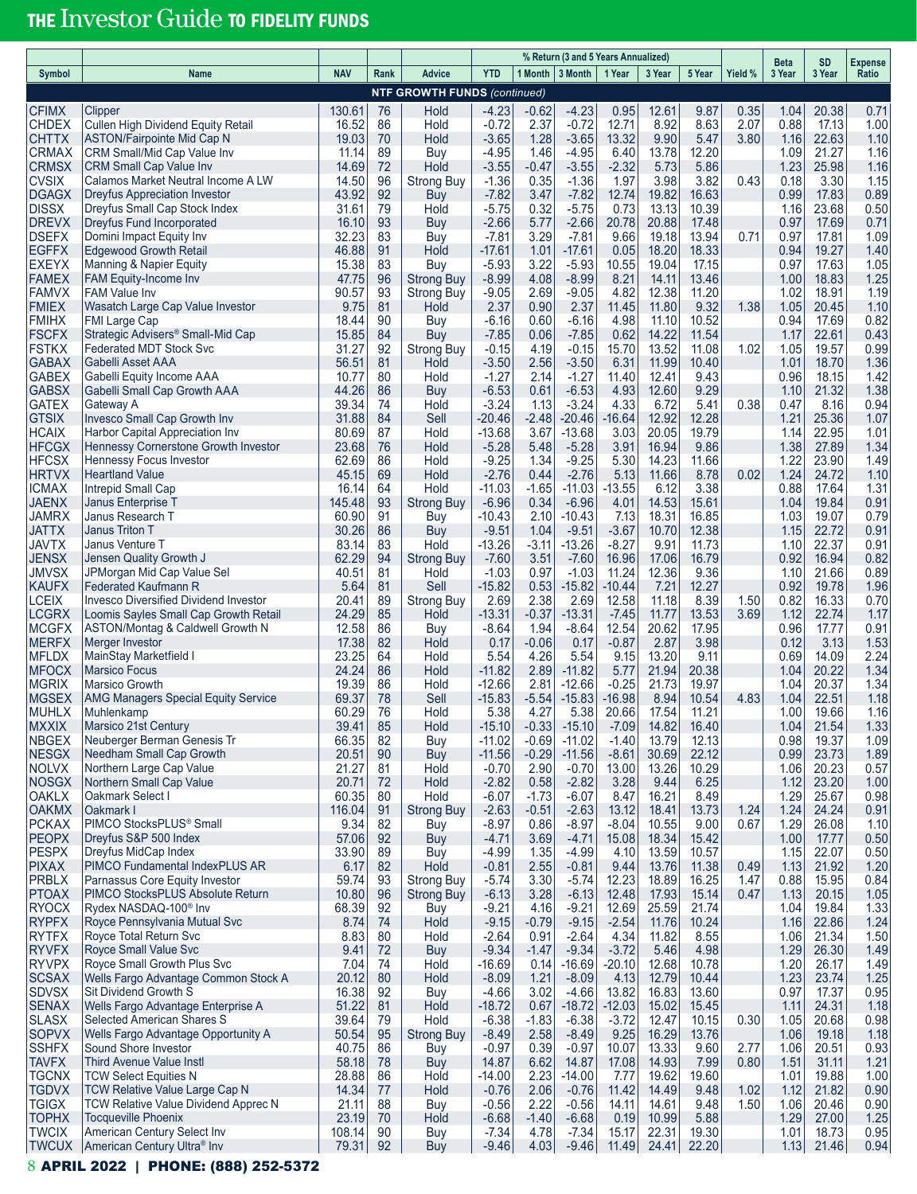| Symbol | Name | NAV | Rank | Advice | % Return (3 and 5 Years Annualized) | | | | | | Yield % | Beta 3 Year | SD 3 Year | Expense Ratio |
|---|---|---|---|---|---|---|---|---|---|---|---|---|---|---|
| | | | | | YTD | 1 Month | 3 Month | 1 Year | 3 Year | 5 Year | | | | |
| | | | | **NTF GROWTH FUNDS** *(continued)* | | | | | | | | | | |
| CFIMX | Clipper | 130.61 | 76 | Hold | -4.23 | -0.62 | -4.23 | 0.95 | 12.61 | 9.87 | 0.35 | 1.04 | 20.38 | 0.71 |
| CHDEX | Cullen High Dividend Equity Retail | 16.52 | 86 | Hold | -0.72 | 2.37 | -0.72 | 12.71 | 8.92 | 8.63 | 2.07 | 0.88 | 17.13 | 1.00 |
| CHTTX | ASTON/Fairpointe Mid Cap N | 19.03 | 70 | Hold | -3.65 | 1.28 | -3.65 | 13.32 | 9.90 | 5.47 | 3.80 | 1.16 | 22.63 | 1.10 |
| CRMAX | CRM Small/Mid Cap Value Inv | 11.14 | 89 | Buy | -4.95 | 1.46 | -4.95 | 6.40 | 13.78 | 12.20 | | 1.09 | 21.27 | 1.16 |
| CRMSX | CRM Small Cap Value Inv | 14.69 | 72 | Hold | -3.55 | -0.47 | -3.55 | -2.32 | 5.73 | 5.86 | | 1.23 | 25.98 | 1.16 |
| CVSIX | Calamos Market Neutral Income A LW | 14.50 | 96 | Strong Buy | -1.36 | 0.35 | -1.36 | 1.97 | 3.98 | 3.82 | 0.43 | 0.18 | 3.30 | 1.15 |
| DGAGX | Dreyfus Appreciation Investor | 43.92 | 92 | Buy | -7.82 | 3.47 | -7.82 | 12.74 | 19.82 | 16.63 | | 0.99 | 17.83 | 0.89 |
| DISSX | Dreyfus Small Cap Stock Index | 31.61 | 79 | Hold | -5.75 | 0.32 | -5.75 | 0.73 | 13.13 | 10.39 | | 1.16 | 23.68 | 0.50 |
| DREVX | Dreyfus Fund Incorporated | 16.10 | 93 | Buy | -2.66 | 5.77 | -2.66 | 20.78 | 20.88 | 17.48 | | 0.97 | 17.69 | 0.71 |
| DSEFX | Domini Impact Equity Inv | 32.23 | 83 | Buy | -7.81 | 3.29 | -7.81 | 9.66 | 19.18 | 13.94 | 0.71 | 0.97 | 17.81 | 1.09 |
| EGFFX | Edgewood Growth Retail | 46.88 | 91 | Hold | -17.61 | 1.01 | -17.61 | 0.05 | 18.20 | 18.33 | | 0.94 | 19.27 | 1.40 |
| EXEYX | Manning & Napier Equity | 15.38 | 83 | Buy | -5.93 | 3.22 | -5.93 | 10.55 | 19.04 | 17.15 | | 0.97 | 17.63 | 1.05 |
| FAMEX | FAM Equity-Income Inv | 47.75 | 96 | Strong Buy | -8.99 | 4.08 | -8.99 | 8.21 | 14.11 | 13.46 | | 1.00 | 18.83 | 1.25 |
| FAMVX | FAM Value Inv | 90.57 | 93 | Strong Buy | -9.05 | 2.69 | -9.05 | 4.82 | 12.38 | 11.20 | | 1.02 | 18.91 | 1.19 |
| FMIEX | Wasatch Large Cap Value Investor | 9.75 | 81 | Hold | 2.37 | 0.90 | 2.37 | 11.45 | 11.80 | 9.32 | 1.38 | 1.05 | 20.45 | 1.10 |
| FMIHX | FMI Large Cap | 18.44 | 90 | Buy | -6.16 | 0.60 | -6.16 | 4.98 | 11.10 | 10.52 | | 0.94 | 17.69 | 0.82 |
| FSCFX | Strategic Advisers® Small-Mid Cap | 15.85 | 84 | Buy | -7.85 | 0.06 | -7.85 | 0.62 | 14.22 | 11.54 | | 1.17 | 22.61 | 0.43 |
| FSTKX | Federated MDT Stock Svc | 31.27 | 92 | Strong Buy | -0.15 | 4.19 | -0.15 | 15.70 | 13.52 | 11.08 | 1.02 | 1.05 | 19.57 | 0.99 |
| GABAX | Gabelli Asset AAA | 56.51 | 81 | Hold | -3.50 | 2.56 | -3.50 | 6.31 | 11.99 | 10.40 | | 1.01 | 18.70 | 1.36 |
| GABEX | Gabelli Equity Income AAA | 10.77 | 80 | Hold | -1.27 | 2.14 | -1.27 | 11.40 | 12.41 | 9.43 | | 0.96 | 18.15 | 1.42 |
| GABSX | Gabelli Small Cap Growth AAA | 44.26 | 86 | Buy | -6.53 | 0.61 | -6.53 | 4.93 | 12.60 | 9.29 | | 1.10 | 21.32 | 1.38 |
| GATEX | Gateway A | 39.34 | 74 | Hold | -3.24 | 1.13 | -3.24 | 4.33 | 6.72 | 5.41 | 0.38 | 0.47 | 8.16 | 0.94 |
| GTSIX | Invesco Small Cap Growth Inv | 31.88 | 84 | Sell | -20.46 | -2.48 | -20.46 | -16.64 | 12.92 | 12.28 | | 1.21 | 25.36 | 1.07 |
| HCAIX | Harbor Capital Appreciation Inv | 80.69 | 87 | Hold | -13.68 | 3.67 | -13.68 | 3.03 | 20.05 | 19.79 | | 1.14 | 22.95 | 1.01 |
| HFCGX | Hennessy Cornerstone Growth Investor | 23.68 | 76 | Hold | -5.28 | 5.48 | -5.28 | 3.91 | 16.94 | 9.86 | | 1.38 | 27.89 | 1.34 |
| HFCSX | Hennessy Focus Investor | 62.69 | 86 | Hold | -9.25 | 1.34 | -9.25 | 5.30 | 14.23 | 11.66 | | 1.22 | 23.90 | 1.49 |
| HRTVX | Heartland Value | 45.15 | 69 | Hold | -2.76 | 0.44 | -2.76 | 5.13 | 11.66 | 8.78 | 0.02 | 1.24 | 24.72 | 1.10 |
| ICMAX | Intrepid Small Cap | 16.14 | 64 | Hold | -11.03 | -1.65 | -11.03 | -13.55 | 6.12 | 3.38 | | 0.88 | 17.64 | 1.31 |
| JAENX | Janus Enterprise T | 145.48 | 93 | Strong Buy | -6.96 | 0.34 | -6.96 | 4.01 | 14.53 | 15.61 | | 1.04 | 19.84 | 0.91 |
| JAMRX | Janus Research T | 60.90 | 91 | Buy | -10.43 | 2.10 | -10.43 | 7.13 | 18.31 | 16.85 | | 1.03 | 19.07 | 0.79 |
| JATTX | Janus Triton T | 30.26 | 86 | Buy | -9.51 | 1.04 | -9.51 | -3.67 | 10.70 | 12.38 | | 1.15 | 22.72 | 0.91 |
| JAVTX | Janus Venture T | 83.14 | 83 | Hold | -13.26 | -3.11 | -13.26 | -8.27 | 9.91 | 11.73 | | 1.10 | 22.37 | 0.91 |
| JENSX | Jensen Quality Growth J | 62.29 | 94 | Strong Buy | -7.60 | 3.51 | -7.60 | 16.96 | 17.06 | 16.79 | | 0.92 | 16.94 | 0.82 |
| JMVSX | JPMorgan Mid Cap Value Sel | 40.51 | 81 | Hold | -1.03 | 0.97 | -1.03 | 11.24 | 12.36 | 9.36 | | 1.10 | 21.66 | 0.89 |
| KAUFX | Federated Kaufmann R | 5.64 | 81 | Sell | -15.82 | 0.53 | -15.82 | -10.44 | 7.21 | 12.27 | | 0.92 | 19.78 | 1.96 |
| LCEIX | Invesco Diversified Dividend Investor | 20.41 | 89 | Strong Buy | 2.69 | 2.38 | 2.69 | 12.58 | 11.18 | 8.39 | 1.50 | 0.82 | 16.33 | 0.70 |
| LCGRX | Loomis Sayles Small Cap Growth Retail | 24.29 | 85 | Hold | -13.31 | -0.37 | -13.31 | -7.45 | 11.77 | 13.53 | 3.69 | 1.12 | 22.74 | 1.17 |
| MCGFX | ASTON/Montag & Caldwell Growth N | 12.58 | 86 | Buy | -8.64 | 1.94 | -8.64 | 12.54 | 20.62 | 17.95 | | 0.96 | 17.77 | 0.91 |
| MERFX | Merger Investor | 17.38 | 82 | Hold | 0.17 | -0.06 | 0.17 | -0.87 | 2.87 | 3.98 | | 0.12 | 3.13 | 1.53 |
| MFLDX | MainStay Marketfield I | 23.25 | 64 | Hold | 5.54 | 4.26 | 5.54 | 9.15 | 13.20 | 9.11 | | 0.69 | 14.09 | 2.24 |
| MFOCX | Marsico Focus | 24.24 | 86 | Hold | -11.82 | 2.89 | -11.82 | 5.77 | 21.94 | 20.38 | | 1.04 | 20.22 | 1.34 |
| MGRIX | Marsico Growth | 19.39 | 86 | Hold | -12.66 | 2.81 | -12.66 | -0.25 | 21.73 | 19.97 | | 1.04 | 20.37 | 1.34 |
| MGSEX | AMG Managers Special Equity Service | 69.37 | 78 | Sell | -15.83 | -5.54 | -15.83 | -16.98 | 8.94 | 10.54 | 4.83 | 1.04 | 22.51 | 1.18 |
| MUHLX | Muhlenkamp | 60.29 | 76 | Hold | 5.38 | 4.27 | 5.38 | 20.66 | 17.54 | 11.21 | | 1.00 | 19.66 | 1.16 |
| MXXIX | Marsico 21st Century | 39.41 | 85 | Hold | -15.10 | -0.33 | -15.10 | -7.09 | 14.82 | 16.40 | | 1.04 | 21.54 | 1.33 |
| NBGEX | Neuberger Berman Genesis Tr | 66.35 | 82 | Buy | -11.02 | -0.69 | -11.02 | -1.40 | 13.79 | 12.13 | | 0.98 | 19.37 | 1.09 |
| NESGX | Needham Small Cap Growth | 20.51 | 90 | Buy | -11.56 | -0.29 | -11.56 | -8.61 | 30.69 | 22.12 | | 0.99 | 23.73 | 1.89 |
| NOLVX | Northern Large Cap Value | 21.27 | 81 | Hold | -0.70 | 2.90 | -0.70 | 13.00 | 13.26 | 10.29 | | 1.06 | 20.23 | 0.57 |
| NOSGX | Northern Small Cap Value | 20.71 | 72 | Hold | -2.82 | 0.58 | -2.82 | 3.28 | 9.44 | 6.25 | | 1.12 | 23.20 | 1.00 |
| OAKLX | Oakmark Select I | 60.35 | 80 | Hold | -6.07 | -1.73 | -6.07 | 8.47 | 16.21 | 8.49 | | 1.29 | 25.67 | 0.98 |
| OAKMX | Oakmark I | 116.04 | 91 | Strong Buy | -2.63 | -0.51 | -2.63 | 13.12 | 18.41 | 13.73 | 1.24 | 1.24 | 24.24 | 0.91 |
| PCKAX | PIMCO StocksPLUS® Small | 9.34 | 82 | Buy | -8.97 | 0.86 | -8.97 | -8.04 | 10.55 | 9.00 | 0.67 | 1.29 | 26.08 | 1.10 |
| PEOPX | Dreyfus S&P 500 Index | 57.06 | 92 | Buy | -4.71 | 3.69 | -4.71 | 15.08 | 18.34 | 15.42 | | 1.00 | 17.77 | 0.50 |
| PESPX | Dreyfus MidCap Index | 33.90 | 89 | Buy | -4.99 | 1.35 | -4.99 | 4.10 | 13.59 | 10.57 | | 1.15 | 22.07 | 0.50 |
| PIXAX | PIMCO Fundamental IndexPLUS AR | 6.17 | 82 | Hold | -0.81 | 2.55 | -0.81 | 9.44 | 13.76 | 11.38 | 0.49 | 1.13 | 21.92 | 1.20 |
| PRBLX | Parnassus Core Equity Investor | 59.74 | 93 | Strong Buy | -5.74 | 3.30 | -5.74 | 12.23 | 18.89 | 16.25 | 1.47 | 0.88 | 15.95 | 0.84 |
| PTOAX | PIMCO StocksPLUS Absolute Return | 10.80 | 96 | Strong Buy | -6.13 | 3.28 | -6.13 | 12.48 | 17.93 | 15.14 | 0.47 | 1.13 | 20.15 | 1.05 |
| RYOCX | Rydex NASDAQ-100® Inv | 68.39 | 92 | Buy | -9.21 | 4.16 | -9.21 | 12.69 | 25.59 | 21.74 | | 1.04 | 19.84 | 1.33 |
| RYPFX | Royce Pennsylvania Mutual Svc | 8.74 | 74 | Hold | -9.15 | -0.79 | -9.15 | -2.54 | 11.76 | 10.24 | | 1.16 | 22.86 | 1.24 |
| RYTFX | Royce Total Return Svc | 8.83 | 80 | Hold | -2.64 | 0.91 | -2.64 | 4.34 | 11.82 | 8.55 | | 1.06 | 21.34 | 1.50 |
| RYVFX | Royce Small Value Svc | 9.41 | 72 | Buy | -9.34 | -1.47 | -9.34 | -3.72 | 5.46 | 4.98 | | 1.29 | 26.30 | 1.49 |
| RYVPX | Royce Small Growth Plus Svc | 7.04 | 74 | Hold | -16.69 | 0.14 | -16.69 | -20.10 | 12.68 | 10.78 | | 1.20 | 26.17 | 1.49 |
| SCSAX | Wells Fargo Advantage Common Stock A | 20.12 | 80 | Hold | -8.09 | 1.21 | -8.09 | 4.13 | 12.79 | 10.44 | | 1.23 | 23.74 | 1.25 |
| SDVSX | Sit Dividend Growth S | 16.38 | 92 | Buy | -4.66 | 3.02 | -4.66 | 13.82 | 16.83 | 13.60 | | 0.97 | 17.37 | 0.95 |
| SENAX | Wells Fargo Advantage Enterprise A | 51.22 | 81 | Hold | -18.72 | 0.67 | -18.72 | -12.03 | 15.02 | 15.45 | | 1.11 | 24.31 | 1.18 |
| SLASX | Selected American Shares S | 39.64 | 79 | Hold | -6.38 | -1.83 | -6.38 | -3.72 | 12.47 | 10.15 | 0.30 | 1.05 | 20.68 | 0.98 |
| SOPVX | Wells Fargo Advantage Opportunity A | 50.54 | 95 | Strong Buy | -8.49 | 2.58 | -8.49 | 9.25 | 16.29 | 13.76 | | 1.06 | 19.18 | 1.18 |
| SSHFX | Sound Shore Investor | 40.75 | 86 | Buy | -0.97 | 0.39 | -0.97 | 10.07 | 13.33 | 9.60 | 2.77 | 1.06 | 20.51 | 0.93 |
| TAVFX | Third Avenue Value Instl | 58.18 | 78 | Buy | 14.87 | 6.62 | 14.87 | 17.08 | 14.93 | 7.99 | 0.80 | 1.51 | 31.11 | 1.21 |
| TGCNX | TCW Select Equities N | 28.88 | 86 | Hold | -14.00 | 2.23 | -14.00 | 7.77 | 19.62 | 19.60 | | 1.01 | 19.88 | 1.00 |
| TGDVX | TCW Relative Value Large Cap N | 14.34 | 77 | Hold | -0.76 | 2.06 | -0.76 | 11.42 | 14.49 | 9.48 | 1.02 | 1.12 | 21.82 | 0.90 |
| TGIGX | TCW Relative Value Dividend Apprec N | 21.11 | 88 | Buy | -0.56 | 2.22 | -0.56 | 14.11 | 14.61 | 9.48 | 1.50 | 1.06 | 20.46 | 0.90 |
| TOPHX | Tocqueville Phoenix | 23.19 | 70 | Hold | -6.68 | -1.40 | -6.68 | 0.19 | 10.99 | 5.88 | | 1.29 | 27.00 | 1.25 |
| TWCIX | American Century Select Inv | 108.14 | 90 | Buy | -7.34 | 4.78 | -7.34 | 15.17 | 22.31 | 19.30 | | 1.01 | 18.73 | 0.95 |
| TWCUX | American Century Ultra® Inv | 79.31 | 92 | Buy | -9.46 | 4.03 | -9.46 | 11.49 | 24.41 | 22.20 | | 1.13 | 21.46 | 0.94 |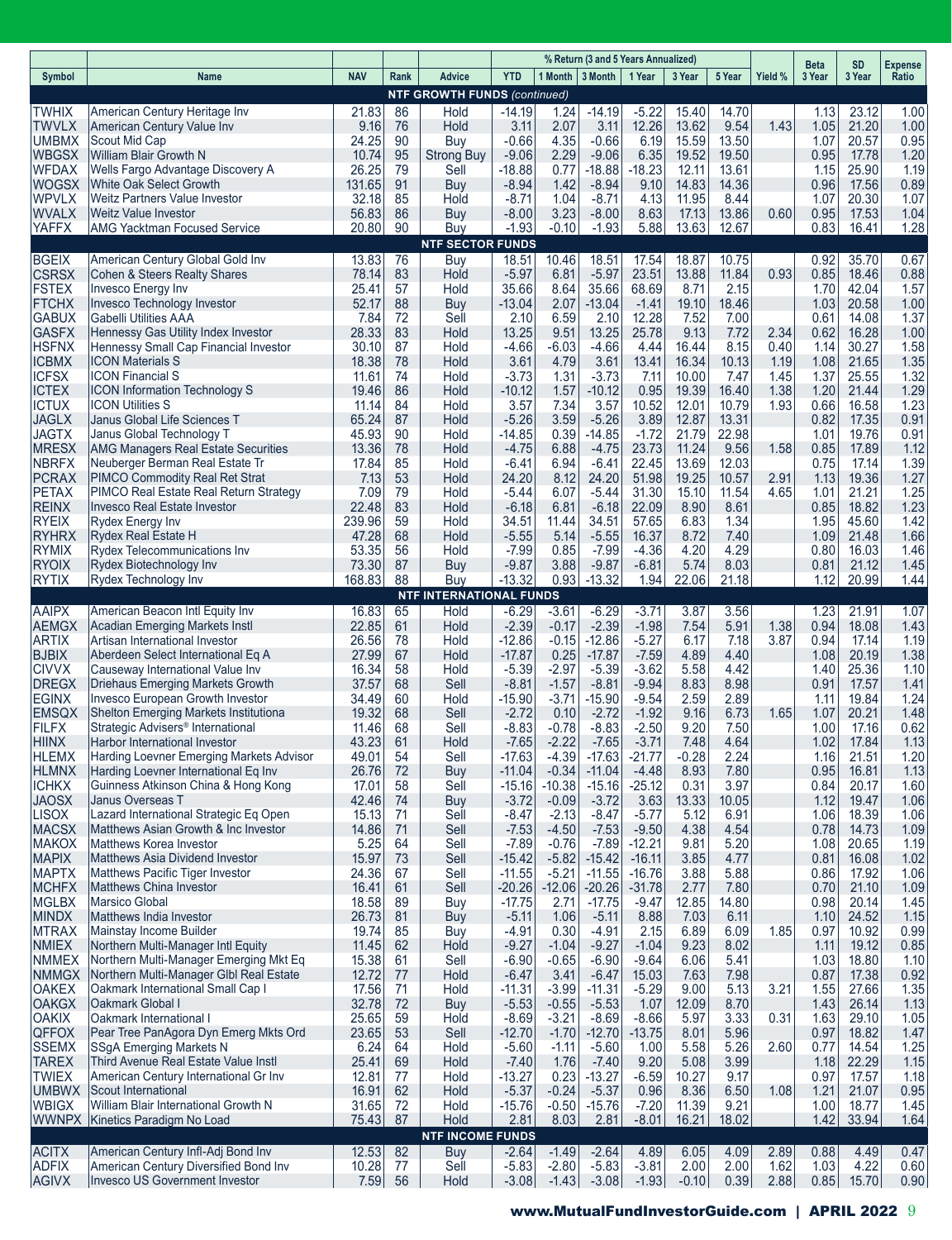| Symbol | Name | NAV | Rank | Advice | % Return (3 and 5 Years Annualized) | | | | | | Yield % | Beta | SD | Expense |
|---|---|---|---|---|---|---|---|---|---|---|---|---|---|---|
| | | | | | YTD | 1 Month | 3 Month | 1 Year | 3 Year | 5 Year | | 3 Year | 3 Year | Ratio |
| **NTF GROWTH FUNDS** *(continued)* | | | | | | | | | | | | | | |
| TWHIX | American Century Heritage Inv | 21.83 | 86 | Hold | -14.19 | 1.24 | -14.19 | -5.22 | 15.40 | 14.70 | | 1.13 | 23.12 | 1.00 |
| TWVLX | American Century Value Inv | 9.16 | 76 | Hold | 3.11 | 2.07 | 3.11 | 12.26 | 13.62 | 9.54 | 1.43 | 1.05 | 21.20 | 1.00 |
| UMBMX | Scout Mid Cap | 24.25 | 90 | Buy | -0.66 | 4.35 | -0.66 | 6.19 | 15.59 | 13.50 | | 1.07 | 20.57 | 0.95 |
| WBGSX | William Blair Growth N | 10.74 | 95 | Strong Buy | -9.06 | 2.29 | -9.06 | 6.35 | 19.52 | 19.50 | | 0.95 | 17.78 | 1.20 |
| WFDAX | Wells Fargo Advantage Discovery A | 26.25 | 79 | Sell | -18.88 | 0.77 | -18.88 | -18.23 | 12.11 | 13.61 | | 1.15 | 25.90 | 1.19 |
| WOGSX | White Oak Select Growth | 131.65 | 91 | Buy | -8.94 | 1.42 | -8.94 | 9.10 | 14.83 | 14.36 | | 0.96 | 17.56 | 0.89 |
| WPVLX | Weitz Partners Value Investor | 32.18 | 85 | Hold | -8.71 | 1.04 | -8.71 | 4.13 | 11.95 | 8.44 | | 1.07 | 20.30 | 1.07 |
| WVALX | Weitz Value Investor | 56.83 | 86 | Buy | -8.00 | 3.23 | -8.00 | 8.63 | 17.13 | 13.86 | 0.60 | 0.95 | 17.53 | 1.04 |
| YAFFX | AMG Yacktman Focused Service | 20.80 | 90 | Buy | -1.93 | -0.10 | -1.93 | 5.88 | 13.63 | 12.67 | | 0.83 | 16.41 | 1.28 |
| **NTF SECTOR FUNDS** | | | | | | | | | | | | | | |
| BGEIX | American Century Global Gold Inv | 13.83 | 76 | Buy | 18.51 | 10.46 | 18.51 | 17.54 | 18.87 | 10.75 | | 0.92 | 35.70 | 0.67 |
| CSRSX | Cohen & Steers Realty Shares | 78.14 | 83 | Hold | -5.97 | 6.81 | -5.97 | 23.51 | 13.88 | 11.84 | 0.93 | 0.85 | 18.46 | 0.88 |
| FSTEX | Invesco Energy Inv | 25.41 | 57 | Hold | 35.66 | 8.64 | 35.66 | 68.69 | 8.71 | 2.15 | | 1.70 | 42.04 | 1.57 |
| FTCHX | Invesco Technology Investor | 52.17 | 88 | Buy | -13.04 | 2.07 | -13.04 | -1.41 | 19.10 | 18.46 | | 1.03 | 20.58 | 1.00 |
| GABUX | Gabelli Utilities AAA | 7.84 | 72 | Sell | 2.10 | 6.59 | 2.10 | 12.28 | 7.52 | 7.00 | | 0.61 | 14.08 | 1.37 |
| GASFX | Hennessy Gas Utility Index Investor | 28.33 | 83 | Hold | 13.25 | 9.51 | 13.25 | 25.78 | 9.13 | 7.72 | 2.34 | 0.62 | 16.28 | 1.00 |
| HSFNX | Hennessy Small Cap Financial Investor | 30.10 | 87 | Hold | -4.66 | -6.03 | -4.66 | 4.44 | 16.44 | 8.15 | 0.40 | 1.14 | 30.27 | 1.58 |
| ICBMX | ICON Materials S | 18.38 | 78 | Hold | 3.61 | 4.79 | 3.61 | 13.41 | 16.34 | 10.13 | 1.19 | 1.08 | 21.65 | 1.35 |
| ICFSX | ICON Financial S | 11.61 | 74 | Hold | -3.73 | 1.31 | -3.73 | 7.11 | 10.00 | 7.47 | 1.45 | 1.37 | 25.55 | 1.32 |
| ICTEX | ICON Information Technology S | 19.46 | 86 | Hold | -10.12 | 1.57 | -10.12 | 0.95 | 19.39 | 16.40 | 1.38 | 1.20 | 21.44 | 1.29 |
| ICTUX | ICON Utilities S | 11.14 | 84 | Hold | 3.57 | 7.34 | 3.57 | 10.52 | 12.01 | 10.79 | 1.93 | 0.66 | 16.58 | 1.23 |
| JAGLX | Janus Global Life Sciences T | 65.24 | 87 | Hold | -5.26 | 3.59 | -5.26 | 3.89 | 12.87 | 13.31 | | 0.82 | 17.35 | 0.91 |
| JAGTX | Janus Global Technology T | 45.93 | 90 | Hold | -14.85 | 0.39 | -14.85 | -1.72 | 21.79 | 22.98 | | 1.01 | 19.76 | 0.91 |
| MRESX | AMG Managers Real Estate Securities | 13.36 | 78 | Hold | -4.75 | 6.88 | -4.75 | 23.73 | 11.24 | 9.56 | 1.58 | 0.85 | 17.89 | 1.12 |
| NBRFX | Neuberger Berman Real Estate Tr | 17.84 | 85 | Hold | -6.41 | 6.94 | -6.41 | 22.45 | 13.69 | 12.03 | | 0.75 | 17.14 | 1.39 |
| PCRAX | PIMCO Commodity Real Ret Strat | 7.13 | 53 | Hold | 24.20 | 8.12 | 24.20 | 51.98 | 19.25 | 10.57 | 2.91 | 1.13 | 19.36 | 1.27 |
| PETAX | PIMCO Real Estate Real Return Strategy | 7.09 | 79 | Hold | -5.44 | 6.07 | -5.44 | 31.30 | 15.10 | 11.54 | 4.65 | 1.01 | 21.21 | 1.25 |
| REINX | Invesco Real Estate Investor | 22.48 | 83 | Hold | -6.18 | 6.81 | -6.18 | 22.09 | 8.90 | 8.61 | | 0.85 | 18.82 | 1.23 |
| RYEIX | Rydex Energy Inv | 239.96 | 59 | Hold | 34.51 | 11.44 | 34.51 | 57.65 | 6.83 | 1.34 | | 1.95 | 45.60 | 1.42 |
| RYHRX | Rydex Real Estate H | 47.28 | 68 | Hold | -5.55 | 5.14 | -5.55 | 16.37 | 8.72 | 7.40 | | 1.09 | 21.48 | 1.66 |
| RYMIX | Rydex Telecommunications Inv | 53.35 | 56 | Hold | -7.99 | 0.85 | -7.99 | -4.36 | 4.20 | 4.29 | | 0.80 | 16.03 | 1.46 |
| RYOIX | Rydex Biotechnology Inv | 73.30 | 87 | Buy | -9.87 | 3.88 | -9.87 | -6.81 | 5.74 | 8.03 | | 0.81 | 21.12 | 1.45 |
| RYTIX | Rydex Technology Inv | 168.83 | 88 | Buy | -13.32 | 0.93 | -13.32 | 1.94 | 22.06 | 21.18 | | 1.12 | 20.99 | 1.44 |
| **NTF INTERNATIONAL FUNDS** | | | | | | | | | | | | | | |
| AAIPX | American Beacon Intl Equity Inv | 16.83 | 65 | Hold | -6.29 | -3.61 | -6.29 | -3.71 | 3.87 | 3.56 | | 1.23 | 21.91 | 1.07 |
| AEMGX | Acadian Emerging Markets Instl | 22.85 | 61 | Hold | -2.39 | -0.17 | -2.39 | -1.98 | 7.54 | 5.91 | 1.38 | 0.94 | 18.08 | 1.43 |
| ARTIX | Artisan International Investor | 26.56 | 78 | Hold | -12.86 | -0.15 | -12.86 | -5.27 | 6.17 | 7.18 | 3.87 | 0.94 | 17.14 | 1.19 |
| BJBIX | Aberdeen Select International Eq A | 27.99 | 67 | Hold | -17.87 | 0.25 | -17.87 | -7.59 | 4.89 | 4.40 | | 1.08 | 20.19 | 1.38 |
| CIVVX | Causeway International Value Inv | 16.34 | 58 | Hold | -5.39 | -2.97 | -5.39 | -3.62 | 5.58 | 4.42 | | 1.40 | 25.36 | 1.10 |
| DREGX | Driehaus Emerging Markets Growth | 37.57 | 68 | Sell | -8.81 | -1.57 | -8.81 | -9.94 | 8.83 | 8.98 | | 0.91 | 17.57 | 1.41 |
| EGINX | Invesco European Growth Investor | 34.49 | 60 | Hold | -15.90 | -3.71 | -15.90 | -9.54 | 2.59 | 2.89 | | 1.11 | 19.84 | 1.24 |
| EMSQX | Shelton Emerging Markets Institutiona | 19.32 | 68 | Sell | -2.72 | 0.10 | -2.72 | -1.92 | 9.16 | 6.73 | 1.65 | 1.07 | 20.21 | 1.48 |
| FILFX | Strategic Advisers® International | 11.46 | 68 | Sell | -8.83 | -0.78 | -8.83 | -2.50 | 9.20 | 7.50 | | 1.00 | 17.16 | 0.62 |
| HIINX | Harbor International Investor | 43.23 | 61 | Hold | -7.65 | -2.22 | -7.65 | -3.71 | 7.48 | 4.64 | | 1.02 | 17.84 | 1.13 |
| HLEMX | Harding Loevner Emerging Markets Advisor | 49.01 | 54 | Sell | -17.63 | -4.39 | -17.63 | -21.77 | -0.28 | 2.24 | | 1.16 | 21.51 | 1.20 |
| HLMNX | Harding Loevner International Eq Inv | 26.76 | 72 | Buy | -11.04 | -0.34 | -11.04 | -4.48 | 8.93 | 7.80 | | 0.95 | 16.81 | 1.13 |
| ICHKX | Guinness Atkinson China & Hong Kong | 17.01 | 58 | Sell | -15.16 | -10.38 | -15.16 | -25.12 | 0.31 | 3.97 | | 0.84 | 20.17 | 1.60 |
| JAOSX | Janus Overseas T | 42.46 | 74 | Buy | -3.72 | -0.09 | -3.72 | 3.63 | 13.33 | 10.05 | | 1.12 | 19.47 | 1.06 |
| LISOX | Lazard International Strategic Eq Open | 15.13 | 71 | Sell | -8.47 | -2.13 | -8.47 | -5.77 | 5.12 | 6.91 | | 1.06 | 18.39 | 1.06 |
| MACSX | Matthews Asian Growth & Inc Investor | 14.86 | 71 | Sell | -7.53 | -4.50 | -7.53 | -9.50 | 4.38 | 4.54 | | 0.78 | 14.73 | 1.09 |
| MAKOX | Matthews Korea Investor | 5.25 | 64 | Sell | -7.89 | -0.76 | -7.89 | -12.21 | 9.81 | 5.20 | | 1.08 | 20.65 | 1.19 |
| MAPIX | Matthews Asia Dividend Investor | 15.97 | 73 | Sell | -15.42 | -5.82 | -15.42 | -16.11 | 3.85 | 4.77 | | 0.81 | 16.08 | 1.02 |
| MAPTX | Matthews Pacific Tiger Investor | 24.36 | 67 | Sell | -11.55 | -5.21 | -11.55 | -16.76 | 3.88 | 5.88 | | 0.86 | 17.92 | 1.06 |
| MCHFX | Matthews China Investor | 16.41 | 61 | Sell | -20.26 | -12.06 | -20.26 | -31.78 | 2.77 | 7.80 | | 0.70 | 21.10 | 1.09 |
| MGLBX | Marsico Global | 18.58 | 89 | Buy | -17.75 | 2.71 | -17.75 | -9.47 | 12.85 | 14.80 | | 0.98 | 20.14 | 1.45 |
| MINDX | Matthews India Investor | 26.73 | 81 | Buy | -5.11 | 1.06 | -5.11 | 8.88 | 7.03 | 6.11 | | 1.10 | 24.52 | 1.15 |
| MTRAX | Mainstay Income Builder | 19.74 | 85 | Buy | -4.91 | 0.30 | -4.91 | 2.15 | 6.89 | 6.09 | 1.85 | 0.97 | 10.92 | 0.99 |
| NMIEX | Northern Multi-Manager Intl Equity | 11.45 | 62 | Hold | -9.27 | -1.04 | -9.27 | -1.04 | 9.23 | 8.02 | | 1.11 | 19.12 | 0.85 |
| NMMEX | Northern Multi-Manager Emerging Mkt Eq | 15.38 | 61 | Sell | -6.90 | -0.65 | -6.90 | -9.64 | 6.06 | 5.41 | | 1.03 | 18.80 | 1.10 |
| NMMGX | Northern Multi-Manager Glbl Real Estate | 12.72 | 77 | Hold | -6.47 | 3.41 | -6.47 | 15.03 | 7.63 | 7.98 | | 0.87 | 17.38 | 0.92 |
| OAKEX | Oakmark International Small Cap I | 17.56 | 71 | Hold | -11.31 | -3.99 | -11.31 | -5.29 | 9.00 | 5.13 | 3.21 | 1.55 | 27.66 | 1.35 |
| OAKGX | Oakmark Global I | 32.78 | 72 | Buy | -5.53 | -0.55 | -5.53 | 1.07 | 12.09 | 8.70 | | 1.43 | 26.14 | 1.13 |
| OAKIX | Oakmark International I | 25.65 | 59 | Hold | -8.69 | -3.21 | -8.69 | -8.66 | 5.97 | 3.33 | 0.31 | 1.63 | 29.10 | 1.05 |
| QFFOX | Pear Tree PanAgora Dyn Emerg Mkts Ord | 23.65 | 53 | Sell | -12.70 | -1.70 | -12.70 | -13.75 | 8.01 | 5.96 | | 0.97 | 18.82 | 1.47 |
| SSEMX | SSgA Emerging Markets N | 6.24 | 64 | Hold | -5.60 | -1.11 | -5.60 | 1.00 | 5.58 | 5.26 | 2.60 | 0.77 | 14.54 | 1.25 |
| TAREX | Third Avenue Real Estate Value Instl | 25.41 | 69 | Hold | -7.40 | 1.76 | -7.40 | 9.20 | 5.08 | 3.99 | | 1.18 | 22.29 | 1.15 |
| TWIEX | American Century International Gr Inv | 12.81 | 77 | Hold | -13.27 | 0.23 | -13.27 | -6.59 | 10.27 | 9.17 | | 0.97 | 17.57 | 1.18 |
| UMBWX | Scout International | 16.91 | 62 | Hold | -5.37 | -0.24 | -5.37 | 0.96 | 8.36 | 6.50 | 1.08 | 1.21 | 21.07 | 0.95 |
| WBIGX | William Blair International Growth N | 31.65 | 72 | Hold | -15.76 | -0.50 | -15.76 | -7.20 | 11.39 | 9.21 | | 1.00 | 18.77 | 1.45 |
| WWNPX | Kinetics Paradigm No Load | 75.43 | 87 | Hold | 2.81 | 8.03 | 2.81 | -8.01 | 16.21 | 18.02 | | 1.42 | 33.94 | 1.64 |
| **NTF INCOME FUNDS** | | | | | | | | | | | | | | |
| ACITX | American Century Infl-Adj Bond Inv | 12.53 | 82 | Buy | -2.64 | -1.49 | -2.64 | 4.89 | 6.05 | 4.09 | 2.89 | 0.88 | 4.49 | 0.47 |
| ADFIX | American Century Diversified Bond Inv | 10.28 | 77 | Sell | -5.83 | -2.80 | -5.83 | -3.81 | 2.00 | 2.00 | 1.62 | 1.03 | 4.22 | 0.60 |
| AGIVX | Invesco US Government Investor | 7.59 | 56 | Hold | -3.08 | -1.43 | -3.08 | -1.93 | -0.10 | 0.39 | 2.88 | 0.85 | 15.70 | 0.90 |

www.MutualFundInvestorGuide.com | APRIL 2022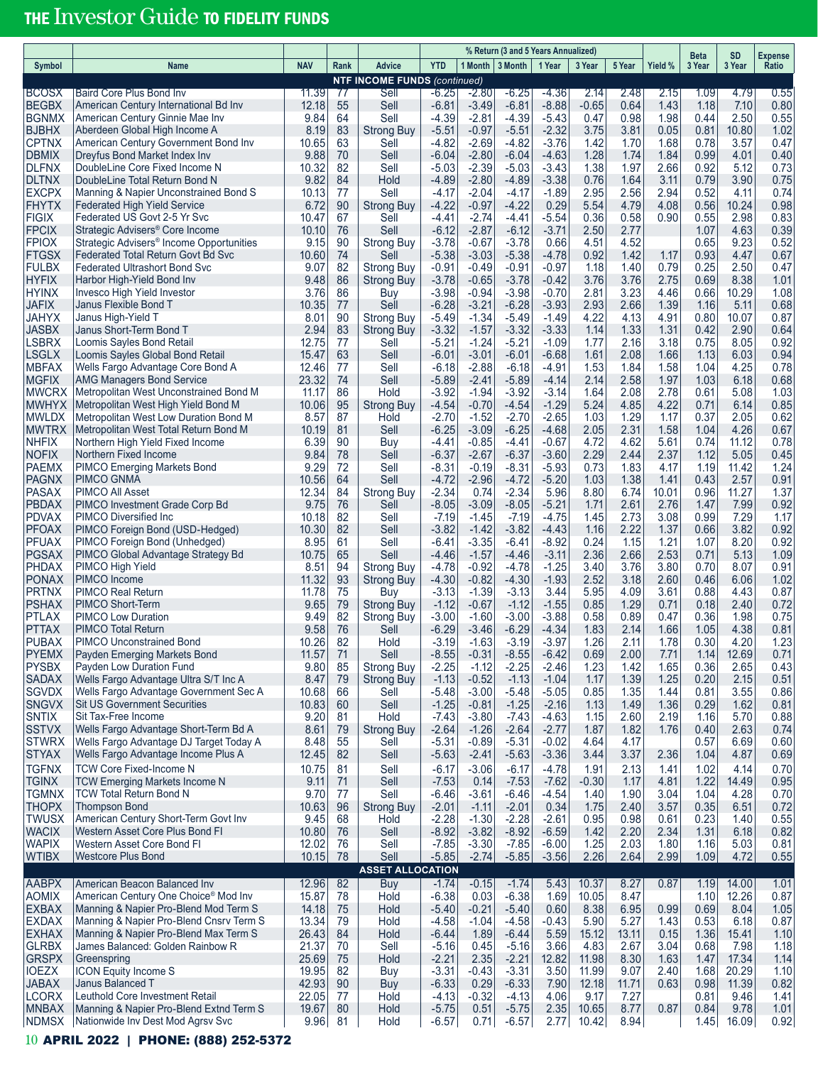| Symbol | Name | NAV | Rank | Advice | % Return (3 and 5 Years Annualized) | | | | | | Yield % | Beta | SD | Expense |
|---|---|---|---|---|---|---|---|---|---|---|---|---|---|---|
| | | | | | YTD | 1 Month | 3 Month | 1 Year | 3 Year | 5 Year | | 3 Year | 3 Year | Ratio |
| | | | | **NTF INCOME FUNDS** *(continued)* | | | | | | | | | | |
| BCOSX | Baird Core Plus Bond Inv | 11.39 | 77 | Sell | -6.25 | -2.80 | -6.25 | -4.36 | 2.14 | 2.48 | 2.15 | 1.09 | 4.79 | 0.55 |
| BEGBX | American Century International Bd Inv | 12.18 | 55 | Sell | -6.81 | -3.49 | -6.81 | -8.88 | -0.65 | 0.64 | 1.43 | 1.18 | 7.10 | 0.80 |
| BGNMX | American Century Ginnie Mae Inv | 9.84 | 64 | Sell | -4.39 | -2.81 | -4.39 | -5.43 | 0.47 | 0.98 | 1.98 | 0.44 | 2.50 | 0.55 |
| BJBHX | Aberdeen Global High Income A | 8.19 | 83 | Strong Buy | -5.51 | -0.97 | -5.51 | -2.32 | 3.75 | 3.81 | 0.05 | 0.81 | 10.80 | 1.02 |
| CPTNX | American Century Government Bond Inv | 10.65 | 63 | Sell | -4.82 | -2.69 | -4.82 | -3.76 | 1.42 | 1.70 | 1.68 | 0.78 | 3.57 | 0.47 |
| DBMIX | Dreyfus Bond Market Index Inv | 9.88 | 70 | Sell | -6.04 | -2.80 | -6.04 | -4.63 | 1.28 | 1.74 | 1.84 | 0.99 | 4.01 | 0.40 |
| DLFNX | DoubleLine Core Fixed Income N | 10.32 | 82 | Sell | -5.03 | -2.39 | -5.03 | -3.43 | 1.38 | 1.97 | 2.66 | 0.92 | 5.12 | 0.73 |
| DLTNX | DoubleLine Total Return Bond N | 9.82 | 84 | Hold | -4.89 | -2.80 | -4.89 | -3.38 | 0.76 | 1.64 | 3.11 | 0.79 | 3.90 | 0.75 |
| EXCPX | Manning & Napier Unconstrained Bond S | 10.13 | 77 | Sell | -4.17 | -2.04 | -4.17 | -1.89 | 2.95 | 2.56 | 2.94 | 0.52 | 4.11 | 0.74 |
| FHYTX | Federated High Yield Service | 6.72 | 90 | Strong Buy | -4.22 | -0.97 | -4.22 | 0.29 | 5.54 | 4.79 | 4.08 | 0.56 | 10.24 | 0.98 |
| FIGIX | Federated US Govt 2-5 Yr Svc | 10.47 | 67 | Sell | -4.41 | -2.74 | -4.41 | -5.54 | 0.36 | 0.58 | 0.90 | 0.55 | 2.98 | 0.83 |
| FPCIX | Strategic Advisers® Core Income | 10.10 | 76 | Sell | -6.12 | -2.87 | -6.12 | -3.71 | 2.50 | 2.77 | | 1.07 | 4.63 | 0.39 |
| FPIOX | Strategic Advisers® Income Opportunities | 9.15 | 90 | Strong Buy | -3.78 | -0.67 | -3.78 | 0.66 | 4.51 | 4.52 | | 0.65 | 9.23 | 0.52 |
| FTGSX | Federated Total Return Govt Bd Svc | 10.60 | 74 | Sell | -5.38 | -3.03 | -5.38 | -4.78 | 0.92 | 1.42 | 1.17 | 0.93 | 4.47 | 0.67 |
| FULBX | Federated Ultrashort Bond Svc | 9.07 | 82 | Strong Buy | -0.91 | -0.49 | -0.91 | -0.97 | 1.18 | 1.40 | 0.79 | 0.25 | 2.50 | 0.47 |
| HYFIX | Harbor High-Yield Bond Inv | 9.48 | 86 | Strong Buy | -3.78 | -0.65 | -3.78 | -0.42 | 3.76 | 3.76 | 2.75 | 0.69 | 8.38 | 1.01 |
| HYINX | Invesco High Yield Investor | 3.76 | 86 | Buy | -3.98 | -0.94 | -3.98 | -0.70 | 2.81 | 3.23 | 4.46 | 0.66 | 10.29 | 1.08 |
| JAFIX | Janus Flexible Bond T | 10.35 | 77 | Sell | -6.28 | -3.21 | -6.28 | -3.93 | 2.93 | 2.66 | 1.39 | 1.16 | 5.11 | 0.68 |
| JAHYX | Janus High-Yield T | 8.01 | 90 | Strong Buy | -5.49 | -1.34 | -5.49 | -1.49 | 4.22 | 4.13 | 4.91 | 0.80 | 10.07 | 0.87 |
| JASBX | Janus Short-Term Bond T | 2.94 | 83 | Strong Buy | -3.32 | -1.57 | -3.32 | -3.33 | 1.14 | 1.33 | 1.31 | 0.42 | 2.90 | 0.64 |
| LSBRX | Loomis Sayles Bond Retail | 12.75 | 77 | Sell | -5.21 | -1.24 | -5.21 | -1.09 | 1.77 | 2.16 | 3.18 | 0.75 | 8.05 | 0.92 |
| LSGLX | Loomis Sayles Global Bond Retail | 15.47 | 63 | Sell | -6.01 | -3.01 | -6.01 | -6.68 | 1.61 | 2.08 | 1.66 | 1.13 | 6.03 | 0.94 |
| MBFAX | Wells Fargo Advantage Core Bond A | 12.46 | 77 | Sell | -6.18 | -2.88 | -6.18 | -4.91 | 1.53 | 1.84 | 1.58 | 1.04 | 4.25 | 0.78 |
| MGFIX | AMG Managers Bond Service | 23.32 | 74 | Sell | -5.89 | -2.41 | -5.89 | -4.14 | 2.14 | 2.58 | 1.97 | 1.03 | 6.18 | 0.68 |
| MWCRX | Metropolitan West Unconstrained Bond M | 11.17 | 86 | Hold | -3.92 | -1.94 | -3.92 | -3.14 | 1.64 | 2.08 | 2.78 | 0.61 | 5.08 | 1.03 |
| MWHYX | Metropolitan West High Yield Bond M | 10.06 | 95 | Strong Buy | -4.54 | -0.70 | -4.54 | -1.29 | 5.24 | 4.85 | 4.22 | 0.71 | 6.14 | 0.85 |
| MWLDX | Metropolitan West Low Duration Bond M | 8.57 | 87 | Hold | -2.70 | -1.52 | -2.70 | -2.65 | 1.03 | 1.29 | 1.17 | 0.37 | 2.05 | 0.62 |
| MWTRX | Metropolitan West Total Return Bond M | 10.19 | 81 | Sell | -6.25 | -3.09 | -6.25 | -4.68 | 2.05 | 2.31 | 1.58 | 1.04 | 4.26 | 0.67 |
| NHFIX | Northern High Yield Fixed Income | 6.39 | 90 | Buy | -4.41 | -0.85 | -4.41 | -0.67 | 4.72 | 4.62 | 5.61 | 0.74 | 11.12 | 0.78 |
| NOFIX | Northern Fixed Income | 9.84 | 78 | Sell | -6.37 | -2.67 | -6.37 | -3.60 | 2.29 | 2.44 | 2.37 | 1.12 | 5.05 | 0.45 |
| PAEMX | PIMCO Emerging Markets Bond | 9.29 | 72 | Sell | -8.31 | -0.19 | -8.31 | -5.93 | 0.73 | 1.83 | 4.17 | 1.19 | 11.42 | 1.24 |
| PAGNX | PIMCO GNMA | 10.56 | 64 | Sell | -4.72 | -2.96 | -4.72 | -5.20 | 1.03 | 1.38 | 1.41 | 0.43 | 2.57 | 0.91 |
| PASAX | PIMCO All Asset | 12.34 | 84 | Strong Buy | -2.34 | 0.74 | -2.34 | 5.96 | 8.80 | 6.74 | 10.01 | 0.96 | 11.27 | 1.37 |
| PBDAX | PIMCO Investment Grade Corp Bd | 9.75 | 76 | Sell | -8.05 | -3.09 | -8.05 | -5.21 | 1.71 | 2.61 | 2.76 | 1.47 | 7.99 | 0.92 |
| PDVAX | PIMCO Diversified Inc | 10.18 | 82 | Sell | -7.19 | -1.45 | -7.19 | -4.75 | 1.45 | 2.73 | 3.08 | 0.99 | 7.29 | 1.17 |
| PFOAX | PIMCO Foreign Bond (USD-Hedged) | 10.30 | 82 | Sell | -3.82 | -1.42 | -3.82 | -4.43 | 1.16 | 2.22 | 1.37 | 0.66 | 3.82 | 0.92 |
| PFUAX | PIMCO Foreign Bond (Unhedged) | 8.95 | 61 | Sell | -6.41 | -3.35 | -6.41 | -8.92 | 0.24 | 1.15 | 1.21 | 1.07 | 8.20 | 0.92 |
| PGSAX | PIMCO Global Advantage Strategy Bd | 10.75 | 65 | Sell | -4.46 | -1.57 | -4.46 | -3.11 | 2.36 | 2.66 | 2.53 | 0.71 | 5.13 | 1.09 |
| PHDAX | PIMCO High Yield | 8.51 | 94 | Strong Buy | -4.78 | -0.92 | -4.78 | -1.25 | 3.40 | 3.76 | 3.80 | 0.70 | 8.07 | 0.91 |
| PONAX | PIMCO Income | 11.32 | 93 | Strong Buy | -4.30 | -0.82 | -4.30 | -1.93 | 2.52 | 3.18 | 2.60 | 0.46 | 6.06 | 1.02 |
| PRTNX | PIMCO Real Return | 11.78 | 75 | Buy | -3.13 | -1.39 | -3.13 | 3.44 | 5.95 | 4.09 | 3.61 | 0.88 | 4.43 | 0.87 |
| PSHAX | PIMCO Short-Term | 9.65 | 79 | Strong Buy | -1.12 | -0.67 | -1.12 | -1.55 | 0.85 | 1.29 | 0.71 | 0.18 | 2.40 | 0.72 |
| PTLAX | PIMCO Low Duration | 9.49 | 82 | Strong Buy | -3.00 | -1.60 | -3.00 | -3.88 | 0.58 | 0.89 | 0.47 | 0.36 | 1.98 | 0.75 |
| PTTAX | PIMCO Total Return | 9.58 | 76 | Sell | -6.29 | -3.46 | -6.29 | -4.34 | 1.83 | 2.14 | 1.66 | 1.05 | 4.38 | 0.81 |
| PUBAX | PIMCO Unconstrained Bond | 10.26 | 82 | Hold | -3.19 | -1.63 | -3.19 | -3.97 | 1.26 | 2.11 | 1.78 | 0.30 | 4.20 | 1.23 |
| PYEMX | Payden Emerging Markets Bond | 11.57 | 71 | Sell | -8.55 | -0.31 | -8.55 | -6.42 | 0.69 | 2.00 | 7.71 | 1.14 | 12.69 | 0.71 |
| PYSBX | Payden Low Duration Fund | 9.80 | 85 | Strong Buy | -2.25 | -1.12 | -2.25 | -2.46 | 1.23 | 1.42 | 1.65 | 0.36 | 2.65 | 0.43 |
| SADAX | Wells Fargo Advantage Ultra S/T Inc A | 8.47 | 79 | Strong Buy | -1.13 | -0.52 | -1.13 | -1.04 | 1.17 | 1.39 | 1.25 | 0.20 | 2.15 | 0.51 |
| SGVDX | Wells Fargo Advantage Government Sec A | 10.68 | 66 | Sell | -5.48 | -3.00 | -5.48 | -5.05 | 0.85 | 1.35 | 1.44 | 0.81 | 3.55 | 0.86 |
| SNGVX | Sit US Government Securities | 10.83 | 60 | Sell | -1.25 | -0.81 | -1.25 | -2.16 | 1.13 | 1.49 | 1.36 | 0.29 | 1.62 | 0.81 |
| SNTIX | Sit Tax-Free Income | 9.20 | 81 | Hold | -7.43 | -3.80 | -7.43 | -4.63 | 1.15 | 2.60 | 2.19 | 1.16 | 5.70 | 0.88 |
| SSTVX | Wells Fargo Advantage Short-Term Bd A | 8.61 | 79 | Strong Buy | -2.64 | -1.26 | -2.64 | -2.77 | 1.87 | 1.82 | 1.76 | 0.40 | 2.63 | 0.74 |
| STWRX | Wells Fargo Advantage DJ Target Today A | 8.48 | 55 | Sell | -5.31 | -0.89 | -5.31 | -0.02 | 4.64 | 4.17 | | 0.57 | 6.69 | 0.60 |
| STYAX | Wells Fargo Advantage Income Plus A | 12.45 | 82 | Sell | -5.63 | -2.41 | -5.63 | -3.36 | 3.44 | 3.37 | 2.36 | 1.04 | 4.87 | 0.69 |
| TGFNX | TCW Core Fixed-Income N | 10.75 | 81 | Sell | -6.17 | -3.06 | -6.17 | -4.78 | 1.91 | 2.13 | 1.41 | 1.02 | 4.14 | 0.70 |
| TGINX | TCW Emerging Markets Income N | 9.11 | 71 | Sell | -7.53 | 0.14 | -7.53 | -7.62 | -0.30 | 1.17 | 4.81 | 1.22 | 14.49 | 0.95 |
| TGMNX | TCW Total Return Bond N | 9.70 | 77 | Sell | -6.46 | -3.61 | -6.46 | -4.54 | 1.40 | 1.90 | 3.04 | 1.04 | 4.28 | 0.70 |
| THOPX | Thompson Bond | 10.63 | 96 | Strong Buy | -2.01 | -1.11 | -2.01 | 0.34 | 1.75 | 2.40 | 3.57 | 0.35 | 6.51 | 0.72 |
| TWUSX | American Century Short-Term Govt Inv | 9.45 | 68 | Hold | -2.28 | -1.30 | -2.28 | -2.61 | 0.95 | 0.98 | 0.61 | 0.23 | 1.40 | 0.55 |
| WACIX | Western Asset Core Plus Bond FI | 10.80 | 76 | Sell | -8.92 | -3.82 | -8.92 | -6.59 | 1.42 | 2.20 | 2.34 | 1.31 | 6.18 | 0.82 |
| WAPIX | Western Asset Core Bond FI | 12.02 | 76 | Sell | -7.85 | -3.30 | -7.85 | -6.00 | 1.25 | 2.03 | 1.80 | 1.16 | 5.03 | 0.81 |
| WTIBX | Westcore Plus Bond | 10.15 | 78 | Sell | -5.85 | -2.74 | -5.85 | -3.56 | 2.26 | 2.64 | 2.99 | 1.09 | 4.72 | 0.55 |
| | | | | **ASSET ALLOCATION** | | | | | | | | | | |
| AABPX | American Beacon Balanced Inv | 12.96 | 82 | Buy | -1.74 | -0.15 | -1.74 | 5.43 | 10.37 | 8.27 | 0.87 | 1.19 | 14.00 | 1.01 |
| AOMIX | American Century One Choice® Mod Inv | 15.87 | 78 | Hold | -6.38 | 0.03 | -6.38 | 1.69 | 10.05 | 8.47 | | 1.10 | 12.26 | 0.87 |
| EXBAX | Manning & Napier Pro-Blend Mod Term S | 14.18 | 75 | Hold | -5.40 | -0.21 | -5.40 | 0.60 | 8.38 | 6.95 | 0.99 | 0.69 | 8.04 | 1.05 |
| EXDAX | Manning & Napier Pro-Blend Cnsrv Term S | 13.34 | 79 | Hold | -4.58 | -1.04 | -4.58 | -0.43 | 5.90 | 5.27 | 1.43 | 0.53 | 6.18 | 0.87 |
| EXHAX | Manning & Napier Pro-Blend Max Term S | 26.43 | 84 | Hold | -6.44 | 1.89 | -6.44 | 5.59 | 15.12 | 13.11 | 0.15 | 1.36 | 15.41 | 1.10 |
| GLRBX | James Balanced: Golden Rainbow R | 21.37 | 70 | Sell | -5.16 | 0.45 | -5.16 | 3.66 | 4.83 | 2.67 | 3.04 | 0.68 | 7.98 | 1.18 |
| GRSPX | Greenspring | 25.69 | 75 | Hold | -2.21 | 2.35 | -2.21 | 12.82 | 11.98 | 8.30 | 1.63 | 1.47 | 17.34 | 1.14 |
| IOEZX | ICON Equity Income S | 19.95 | 82 | Buy | -3.31 | -0.43 | -3.31 | 3.50 | 11.99 | 9.07 | 2.40 | 1.68 | 20.29 | 1.10 |
| JABAX | Janus Balanced T | 42.93 | 90 | Buy | -6.33 | 0.29 | -6.33 | 7.90 | 12.18 | 11.71 | 0.63 | 0.98 | 11.39 | 0.82 |
| LCORX | Leuthold Core Investment Retail | 22.05 | 77 | Hold | -4.13 | -0.32 | -4.13 | 4.06 | 9.17 | 7.27 | | 0.81 | 9.46 | 1.41 |
| MNBAX | Manning & Napier Pro-Blend Extnd Term S | 19.67 | 80 | Hold | -5.75 | 0.51 | -5.75 | 2.35 | 10.65 | 8.77 | 0.87 | 0.84 | 9.78 | 1.01 |
| NDMSX | Nationwide Inv Dest Mod Agrsv Svc | 9.96 | 81 | Hold | -6.57 | 0.71 | -6.57 | 2.77 | 10.42 | 8.94 | | 1.45 | 16.09 | 0.92 |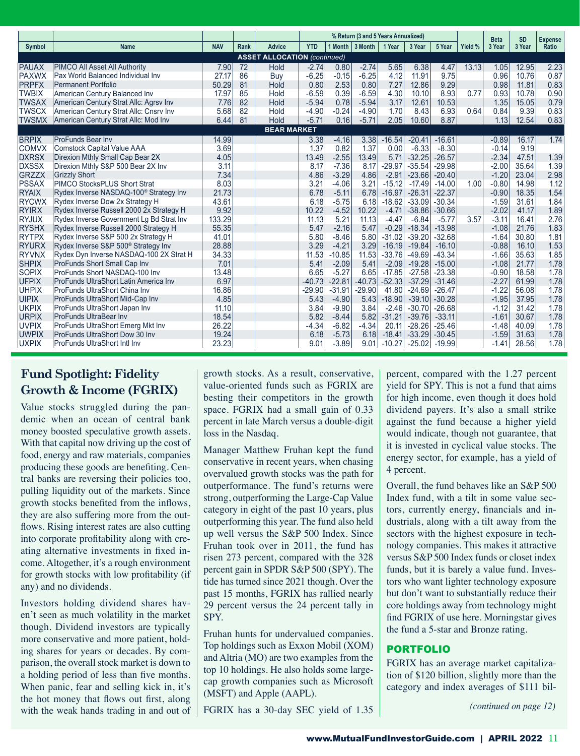| Symbol | Name | NAV | Rank | Advice | % Return (3 and 5 Years Annualized) | | | | | | Yield % | Beta 3 Year | SD 3 Year | Expense Ratio |
|---|---|---|---|---|---|---|---|---|---|---|---|---|---|---|
| | | | | | YTD | 1 Month | 3 Month | 1 Year | 3 Year | 5 Year | | | | |
| **ASSET ALLOCATION** *(continued)* | | | | | | | | | | | | | | |
| PAUAX | PIMCO All Asset All Authority | 7.90 | 72 | Hold | -2.74 | 0.80 | -2.74 | 5.65 | 6.38 | 4.47 | 13.13 | 1.05 | 12.95 | 2.23 |
| PAXWX | Pax World Balanced Individual Inv | 27.17 | 86 | Buy | -6.25 | -0.15 | -6.25 | 4.12 | 11.91 | 9.75 | | 0.96 | 10.76 | 0.87 |
| PRPFX | Permanent Portfolio | 50.29 | 81 | Hold | 0.80 | 2.53 | 0.80 | 7.27 | 12.86 | 9.29 | | 0.98 | 11.81 | 0.83 |
| TWBIX | American Century Balanced Inv | 17.97 | 85 | Hold | -6.59 | 0.39 | -6.59 | 4.30 | 10.10 | 8.93 | 0.77 | 0.93 | 10.78 | 0.90 |
| TWSAX | American Century Strat Allc: Agrsv Inv | 7.76 | 82 | Hold | -5.94 | 0.78 | -5.94 | 3.17 | 12.61 | 10.53 | | 1.35 | 15.05 | 0.79 |
| TWSCX | American Century Strat Allc: Cnsrv Inv | 5.68 | 82 | Hold | -4.90 | -0.24 | -4.90 | 1.70 | 8.43 | 6.93 | 0.64 | 0.84 | 9.39 | 0.83 |
| TWSMX | American Century Strat Allc: Mod Inv | 6.44 | 81 | Hold | -5.71 | 0.16 | -5.71 | 2.05 | 10.60 | 8.87 | | 1.13 | 12.54 | 0.83 |
| **BEAR MARKET** | | | | | | | | | | | | | | |
| BRPIX | ProFunds Bear Inv | 14.99 | | | 3.38 | -4.16 | 3.38 | -16.54 | -20.41 | -16.61 | | -0.89 | 16.17 | 1.74 |
| COMVX | Comstock Capital Value AAA | 3.69 | | | 1.37 | 0.82 | 1.37 | 0.00 | -6.33 | -8.30 | | -0.14 | 9.19 | |
| DXRSX | Direxion Mthly Small Cap Bear 2X | 4.05 | | | 13.49 | -2.55 | 13.49 | 5.71 | -32.25 | -26.57 | | -2.34 | 47.51 | 1.39 |
| DXSSX | Direxion Mthly S&P 500 Bear 2X Inv | 3.11 | | | 8.17 | -7.36 | 8.17 | -29.97 | -35.54 | -29.98 | | -2.00 | 35.64 | 1.39 |
| GRZZX | Grizzly Short | 7.34 | | | 4.86 | -3.29 | 4.86 | -2.91 | -23.66 | -20.40 | | -1.20 | 23.04 | 2.98 |
| PSSAX | PIMCO StocksPLUS Short Strat | 8.03 | | | 3.21 | -4.06 | 3.21 | -15.12 | -17.49 | -14.00 | 1.00 | -0.80 | 14.98 | 1.12 |
| RYAIX | Rydex Inverse NASDAQ-100® Strategy Inv | 21.73 | | | 6.78 | -5.11 | 6.78 | -16.97 | -26.31 | -22.37 | | -0.90 | 18.35 | 1.54 |
| RYCWX | Rydex Inverse Dow 2x Strategy H | 43.61 | | | 6.18 | -5.75 | 6.18 | -18.62 | -33.09 | -30.34 | | -1.59 | 31.61 | 1.84 |
| RYIRX | Rydex Inverse Russell 2000 2x Strategy H | 9.92 | | | 10.22 | -4.52 | 10.22 | -4.71 | -38.86 | -30.66 | | -2.02 | 41.17 | 1.89 |
| RYJUX | Rydex Inverse Government Lg Bd Strat Inv | 133.29 | | | 11.13 | 5.21 | 11.13 | -4.47 | -6.84 | -5.77 | 3.57 | -3.11 | 16.41 | 2.76 |
| RYSHX | Rydex Inverse Russell 2000 Strategy H | 55.35 | | | 5.47 | -2.16 | 5.47 | -0.29 | -18.34 | -13.98 | | -1.08 | 21.76 | 1.83 |
| RYTPX | Rydex Inverse S&P 500 2x Strategy H | 41.01 | | | 5.80 | -8.46 | 5.80 | -31.02 | -39.20 | -32.68 | | -1.64 | 30.80 | 1.81 |
| RYURX | Rydex Inverse S&P 500® Strategy Inv | 28.88 | | | 3.29 | -4.21 | 3.29 | -16.19 | -19.84 | -16.10 | | -0.88 | 16.10 | 1.53 |
| RYVNX | Rydex Dyn Inverse NASDAQ-100 2X Strat H | 34.33 | | | 11.53 | -10.85 | 11.53 | -33.76 | -49.69 | -43.34 | | -1.66 | 35.63 | 1.85 |
| SHPIX | ProFunds Short Small Cap Inv | 7.01 | | | 5.41 | -2.09 | 5.41 | -2.09 | -19.28 | -15.00 | | -1.08 | 21.77 | 1.78 |
| SOPIX | ProFunds Short NASDAQ-100 Inv | 13.48 | | | 6.65 | -5.27 | 6.65 | -17.85 | -27.58 | -23.38 | | -0.90 | 18.58 | 1.78 |
| UFPIX | ProFunds UltraShort Latin America Inv | 6.97 | | | -40.73 | -22.81 | -40.73 | -52.33 | -37.29 | -31.46 | | -2.27 | 61.99 | 1.78 |
| UHPIX | ProFunds UltraShort China Inv | 16.86 | | | -29.90 | -31.91 | -29.90 | 41.80 | -24.69 | -26.47 | | -1.22 | 56.08 | 1.78 |
| UIPIX | ProFunds UltraShort Mid-Cap Inv | 4.85 | | | 5.43 | -4.90 | 5.43 | -18.90 | -39.10 | -30.28 | | -1.95 | 37.95 | 1.78 |
| UKPIX | ProFunds UltraShort Japan Inv | 11.10 | | | 3.84 | -9.90 | 3.84 | -2.46 | -30.70 | -26.68 | | -1.12 | 31.42 | 1.78 |
| URPIX | ProFunds UltraBear Inv | 18.54 | | | 5.82 | -8.44 | 5.82 | -31.21 | -39.76 | -33.11 | | -1.61 | 30.67 | 1.78 |
| UVPIX | ProFunds UltraShort Emerg Mkt Inv | 26.22 | | | -4.34 | -6.82 | -4.34 | 20.11 | -28.26 | -25.46 | | -1.48 | 40.09 | 1.78 |
| UWPIX | ProFunds UltraShort Dow 30 Inv | 19.24 | | | 6.18 | -5.73 | 6.18 | -18.41 | -33.29 | -30.45 | | -1.59 | 31.63 | 1.78 |
| UXPIX | ProFunds UltraShort Intl Inv | 23.23 | | | 9.01 | -3.89 | 9.01 | -10.27 | -25.02 | -19.99 | | -1.41 | 28.56 | 1.78 |

## Fund Spotlight: Fidelity Growth & Income (FGRIX)

Value stocks struggled during the pandemic when an ocean of central bank money boosted speculative growth assets. With that capital now driving up the cost of food, energy and raw materials, companies producing these goods are benefiting. Central banks are reversing their policies too, pulling liquidity out of the markets. Since growth stocks benefited from the inflows, they are also suffering more from the outflows. Rising interest rates are also cutting into corporate profitability along with creating alternative investments in fixed income. Altogether, it's a rough environment for growth stocks with low profitability (if any) and no dividends.

Investors holding dividend shares haven't seen as much volatility in the market though. Dividend investors are typically more conservative and more patient, holding shares for years or decades. By comparison, the overall stock market is down to a holding period of less than five months. When panic, fear and selling kick in, it's the hot money that flows out first, along with the weak hands trading in and out of growth stocks. As a result, conservative, value-oriented funds such as FGRIX are besting their competitors in the growth space. FGRIX had a small gain of 0.33 percent in late March versus a double-digit loss in the Nasdaq.

Manager Matthew Fruhan kept the fund conservative in recent years, when chasing overvalued growth stocks was the path for outperformance. The fund's returns were strong, outperforming the Large-Cap Value category in eight of the past 10 years, plus outperforming this year. The fund also held up well versus the S&P 500 Index. Since Fruhan took over in 2011, the fund has risen 273 percent, compared with the 328 percent gain in SPDR S&P 500 (SPY). The tide has turned since 2021 though. Over the past 15 months, FGRIX has rallied nearly 29 percent versus the 24 percent tally in SPY.

Fruhan hunts for undervalued companies. Top holdings such as Exxon Mobil (XOM) and Altria (MO) are two examples from the top 10 holdings. He also holds some large-cap growth companies such as Microsoft (MSFT) and Apple (AAPL).

FGRIX has a 30-day SEC yield of 1.35 percent, compared with the 1.27 percent yield for SPY. This is not a fund that aims for high income, even though it does hold dividend payers. It's also a small strike against the fund because a higher yield would indicate, though not guarantee, that it is invested in cyclical value stocks. The energy sector, for example, has a yield of 4 percent.

Overall, the fund behaves like an S&P 500 Index fund, with a tilt in some value sectors, currently energy, financials and industrials, along with a tilt away from the sectors with the highest exposure in technology companies. This makes it attractive versus S&P 500 Index funds or closet index funds, but it is barely a value fund. Investors who want lighter technology exposure but don't want to substantially reduce their core holdings away from technology might find FGRIX of use here. Morningstar gives the fund a 5-star and Bronze rating.

### PORTFOLIO

FGRIX has an average market capitalization of $120 billion, slightly more than the category and index averages of $111 bil-

*(continued on page 12)*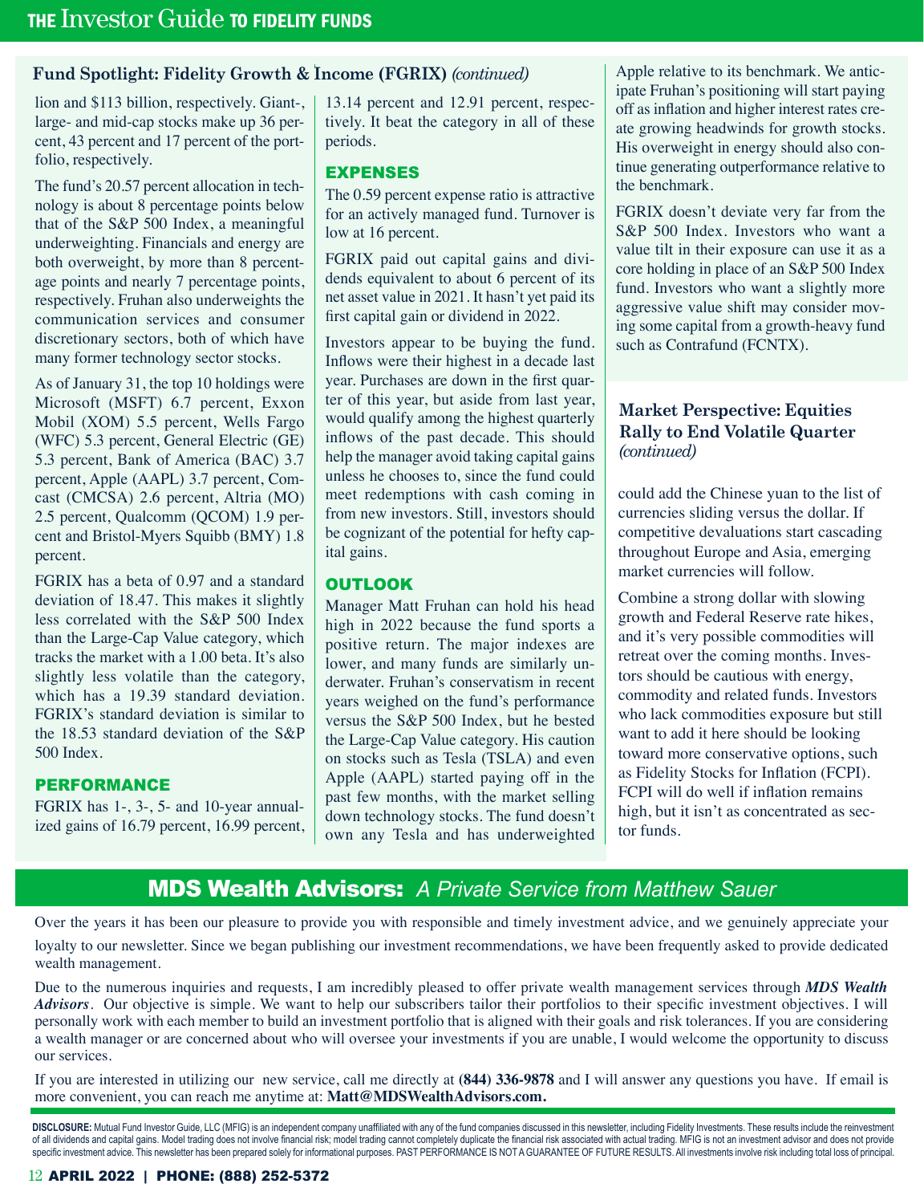## Fund Spotlight: Fidelity Growth & Income (FGRIX) *(continued)*

lion and $113 billion, respectively. Giant-, large- and mid-cap stocks make up 36 percent, 43 percent and 17 percent of the portfolio, respectively.

The fund's 20.57 percent allocation in technology is about 8 percentage points below that of the S&P 500 Index, a meaningful underweighting. Financials and energy are both overweight, by more than 8 percentage points and nearly 7 percentage points, respectively. Fruhan also underweights the communication services and consumer discretionary sectors, both of which have many former technology sector stocks.

As of January 31, the top 10 holdings were Microsoft (MSFT) 6.7 percent, Exxon Mobil (XOM) 5.5 percent, Wells Fargo (WFC) 5.3 percent, General Electric (GE) 5.3 percent, Bank of America (BAC) 3.7 percent, Apple (AAPL) 3.7 percent, Comcast (CMCSA) 2.6 percent, Altria (MO) 2.5 percent, Qualcomm (QCOM) 1.9 percent and Bristol-Myers Squibb (BMY) 1.8 percent.

FGRIX has a beta of 0.97 and a standard deviation of 18.47. This makes it slightly less correlated with the S&P 500 Index than the Large-Cap Value category, which tracks the market with a 1.00 beta. It's also slightly less volatile than the category, which has a 19.39 standard deviation. FGRIX's standard deviation is similar to the 18.53 standard deviation of the S&P 500 Index.

### PERFORMANCE

FGRIX has 1-, 3-, 5- and 10-year annualized gains of 16.79 percent, 16.99 percent, 13.14 percent and 12.91 percent, respectively. It beat the category in all of these periods.

### EXPENSES

The 0.59 percent expense ratio is attractive for an actively managed fund. Turnover is low at 16 percent.

FGRIX paid out capital gains and dividends equivalent to about 6 percent of its net asset value in 2021. It hasn't yet paid its first capital gain or dividend in 2022.

Investors appear to be buying the fund. Inflows were their highest in a decade last year. Purchases are down in the first quarter of this year, but aside from last year, would qualify among the highest quarterly inflows of the past decade. This should help the manager avoid taking capital gains unless he chooses to, since the fund could meet redemptions with cash coming in from new investors. Still, investors should be cognizant of the potential for hefty capital gains.

### OUTLOOK

Manager Matt Fruhan can hold his head high in 2022 because the fund sports a positive return. The major indexes are lower, and many funds are similarly underwater. Fruhan's conservatism in recent years weighed on the fund's performance versus the S&P 500 Index, but he bested the Large-Cap Value category. His caution on stocks such as Tesla (TSLA) and even Apple (AAPL) started paying off in the past few months, with the market selling down technology stocks. The fund doesn't own any Tesla and has underweighted Apple relative to its benchmark. We anticipate Fruhan's positioning will start paying off as inflation and higher interest rates create growing headwinds for growth stocks. His overweight in energy should also continue generating outperformance relative to the benchmark.

FGRIX doesn't deviate very far from the S&P 500 Index. Investors who want a value tilt in their exposure can use it as a core holding in place of an S&P 500 Index fund. Investors who want a slightly more aggressive value shift may consider moving some capital from a growth-heavy fund such as Contrafund (FCNTX).

## Market Perspective: Equities Rally to End Volatile Quarter *(continued)*

could add the Chinese yuan to the list of currencies sliding versus the dollar. If competitive devaluations start cascading throughout Europe and Asia, emerging market currencies will follow.

Combine a strong dollar with slowing growth and Federal Reserve rate hikes, and it's very possible commodities will retreat over the coming months. Investors should be cautious with energy, commodity and related funds. Investors who lack commodities exposure but still want to add it here should be looking toward more conservative options, such as Fidelity Stocks for Inflation (FCPI). FCPI will do well if inflation remains high, but it isn't as concentrated as sector funds.

## MDS Wealth Advisors: *A Private Service from Matthew Sauer*

Over the years it has been our pleasure to provide you with responsible and timely investment advice, and we genuinely appreciate your loyalty to our newsletter. Since we began publishing our investment recommendations, we have been frequently asked to provide dedicated wealth management.

Due to the numerous inquiries and requests, I am incredibly pleased to offer private wealth management services through ***MDS Wealth Advisors***. Our objective is simple. We want to help our subscribers tailor their portfolios to their specific investment objectives. I will personally work with each member to build an investment portfolio that is aligned with their goals and risk tolerances. If you are considering a wealth manager or are concerned about who will oversee your investments if you are unable, I would welcome the opportunity to discuss our services.

If you are interested in utilizing our new service, call me directly at **(844) 336-9878** and I will answer any questions you have. If email is more convenient, you can reach me anytime at: **Matt@MDSWealthAdvisors.com.**

**DISCLOSURE:** Mutual Fund Investor Guide, LLC (MFIG) is an independent company unaffiliated with any of the fund companies discussed in this newsletter, including Fidelity Investments. These results include the reinvestment of all dividends and capital gains. Model trading does not involve financial risk; model trading cannot completely duplicate the financial risk associated with actual trading. MFIG is not an investment advisor and does not provide specific investment advice. This newsletter has been prepared solely for informational purposes. PAST PERFORMANCE IS NOT A GUARANTEE OF FUTURE RESULTS. All investments involve risk including total loss of principal.